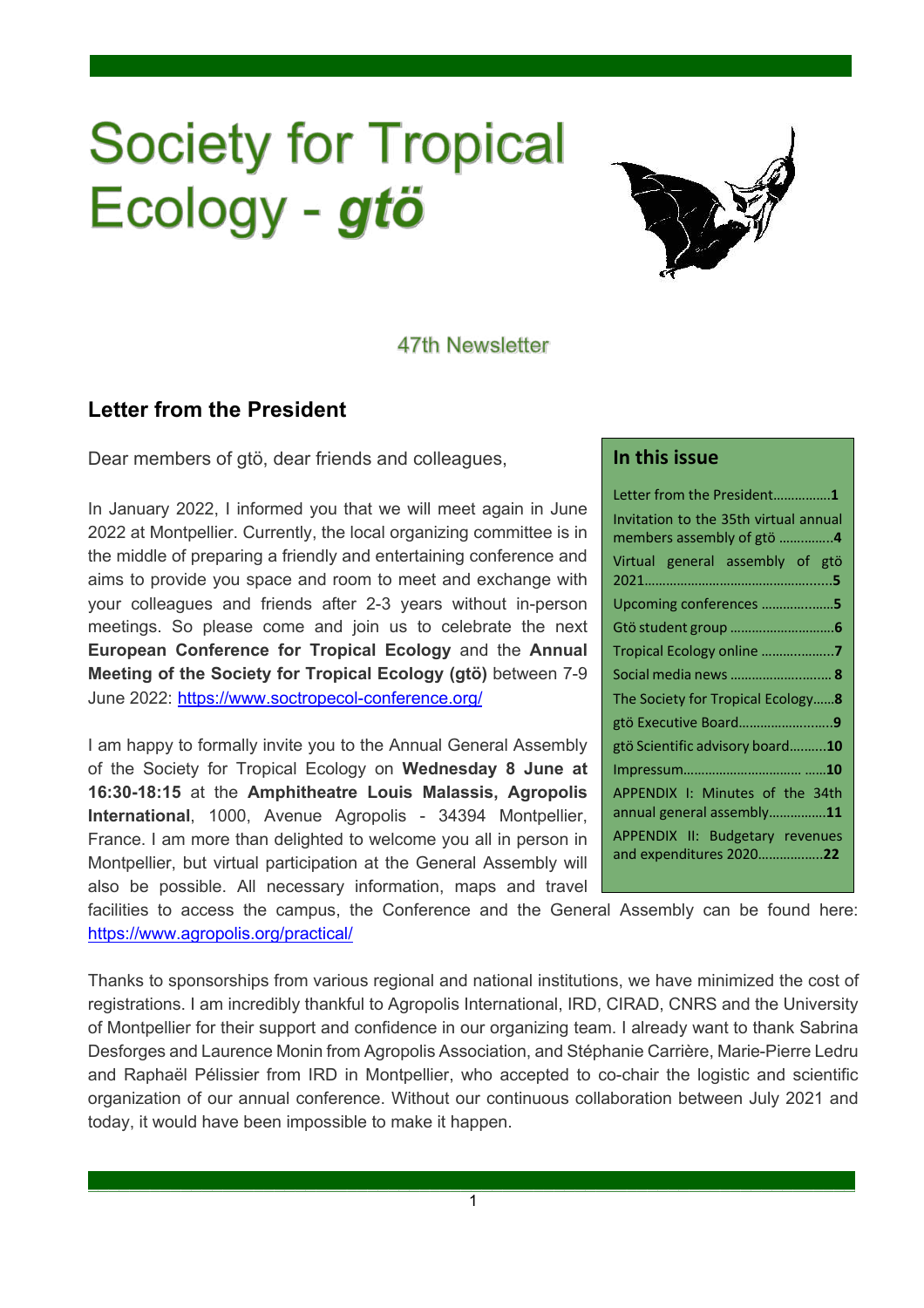# Society for Tropical Ecology - *gtö*

47th Newsletter

## Letter from the President

Dear members of gtö, dear friends and colleagues,

In January 2022, I informed you that we will meet again in June 2022 at Montpellier. Currently, the local organizing committee is in the middle of preparing a friendly and entertaining conference and aims to provide you space and room to meet and exchange with your colleagues and friends after 2-3 years without in-person meetings. So please come and join us to celebrate the next **European Conference for Tropical Ecology** and the **Annual Meeting of the Society for Tropical Ecology (gtö)** between 7-9 June 2022: https://www.soctropecol-conference.org/

I am happy to formally invite you to the Annual General Assembly of the Society for Tropical Ecology on **Wednesday 8 June at 16:30-18:15** at the **Amphitheatre Louis Malassis, Agropolis International**, 1000, Avenue Agropolis - 34394 Montpellier, France. I am more than delighted to welcome you all in person in Montpellier, but virtual participation at the General Assembly will also be possible. All necessary information, maps and travel facilities to access the campus, the Conference and the General Assembly can be found here: https://www.agropolis.org/practical/

Thanks to sponsorships from various regional and national institutions, we have minimized the cost of registrations. I am incredibly thankful to Agropolis International, IRD, CIRAD, CNRS and the University of Montpellier for their support and confidence in our organizing team. I already want to thank Sabrina Desforges and Laurence Monin from Agropolis Association, and Stéphanie Carrière, Marie-Pierre Ledru and Raphaël Pélissier from IRD in Montpellier, who accepted to co-chair the logistic and scientific organization of our annual conference. Without our continuous collaboration between July 2021 and today, it would have been impossible to make it happen.

### In this issue

- Letter from the President................**1**
- Invitation to the 35th virtual annual members assembly of gtö ..............**4**
- Virtual general assembly of gtö 2021.....................................................**5**
- Upcoming conferences ....................**5**
- Gtö student group .............................**6**
- Tropical Ecology online ....................**7**
- Social media news ............................ **8**
- The Society for Tropical Ecology......**8**
- gtö Executive Board..........................**9**
- gtö Scientific advisory board..........**10**
- Impressum................................. ......**10**
- APPENDIX I: Minutes of the 34th annual general assembly................**11**
- APPENDIX II: Budgetary revenues and expenditures 2020..................**22**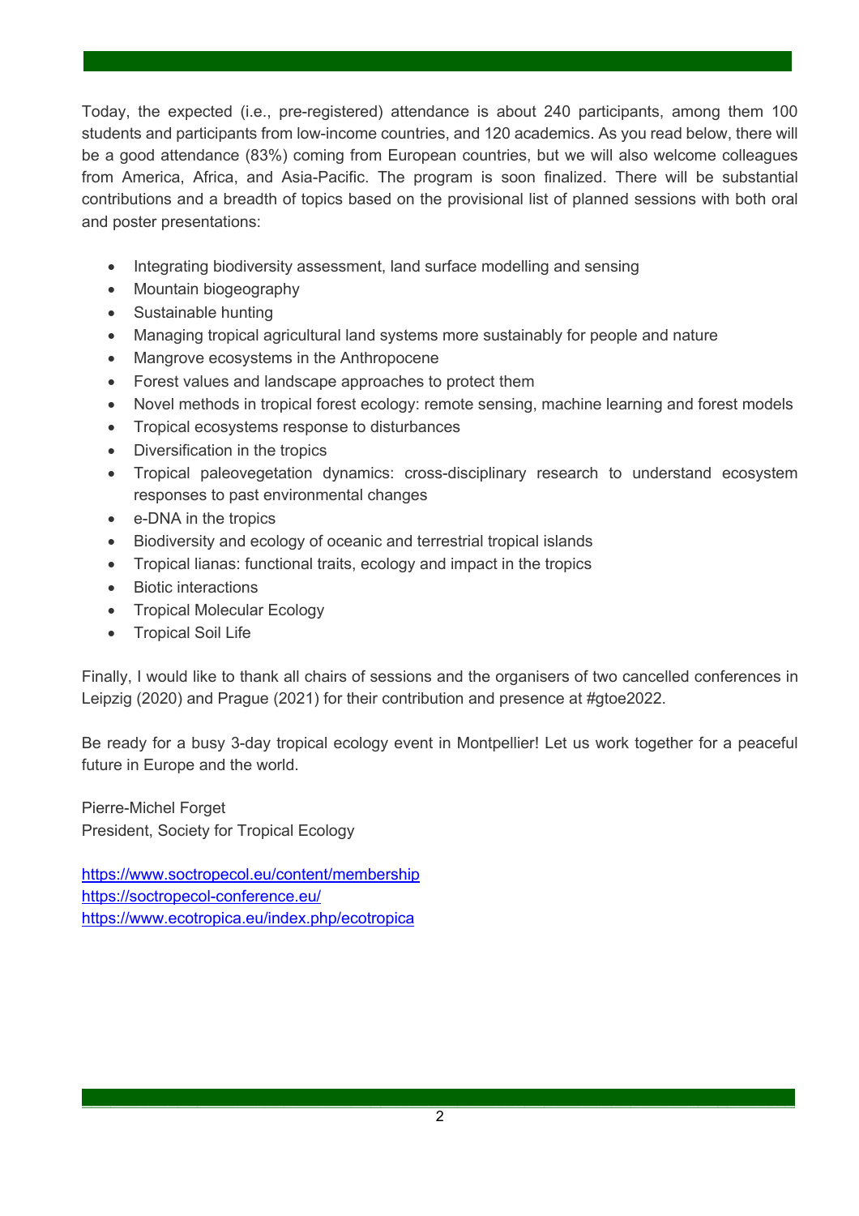Today, the expected (i.e., pre-registered) attendance is about 240 participants, among them 100 students and participants from low-income countries, and 120 academics. As you read below, there will be a good attendance (83%) coming from European countries, but we will also welcome colleagues from America, Africa, and Asia-Pacific. The program is soon finalized. There will be substantial contributions and a breadth of topics based on the provisional list of planned sessions with both oral and poster presentations:

- Integrating biodiversity assessment, land surface modelling and sensing
- Mountain biogeography
- Sustainable hunting
- Managing tropical agricultural land systems more sustainably for people and nature
- Mangrove ecosystems in the Anthropocene
- Forest values and landscape approaches to protect them
- Novel methods in tropical forest ecology: remote sensing, machine learning and forest models
- Tropical ecosystems response to disturbances
- Diversification in the tropics
- Tropical paleovegetation dynamics: cross-disciplinary research to understand ecosystem responses to past environmental changes
- e-DNA in the tropics
- Biodiversity and ecology of oceanic and terrestrial tropical islands
- Tropical lianas: functional traits, ecology and impact in the tropics
- Biotic interactions
- Tropical Molecular Ecology
- Tropical Soil Life

Finally, I would like to thank all chairs of sessions and the organisers of two cancelled conferences in Leipzig (2020) and Prague (2021) for their contribution and presence at #gtoe2022.

Be ready for a busy 3-day tropical ecology event in Montpellier! Let us work together for a peaceful future in Europe and the world.

Pierre-Michel Forget
President, Society for Tropical Ecology

https://www.soctropecol.eu/content/membership
https://soctropecol-conference.eu/
https://www.ecotropica.eu/index.php/ecotropica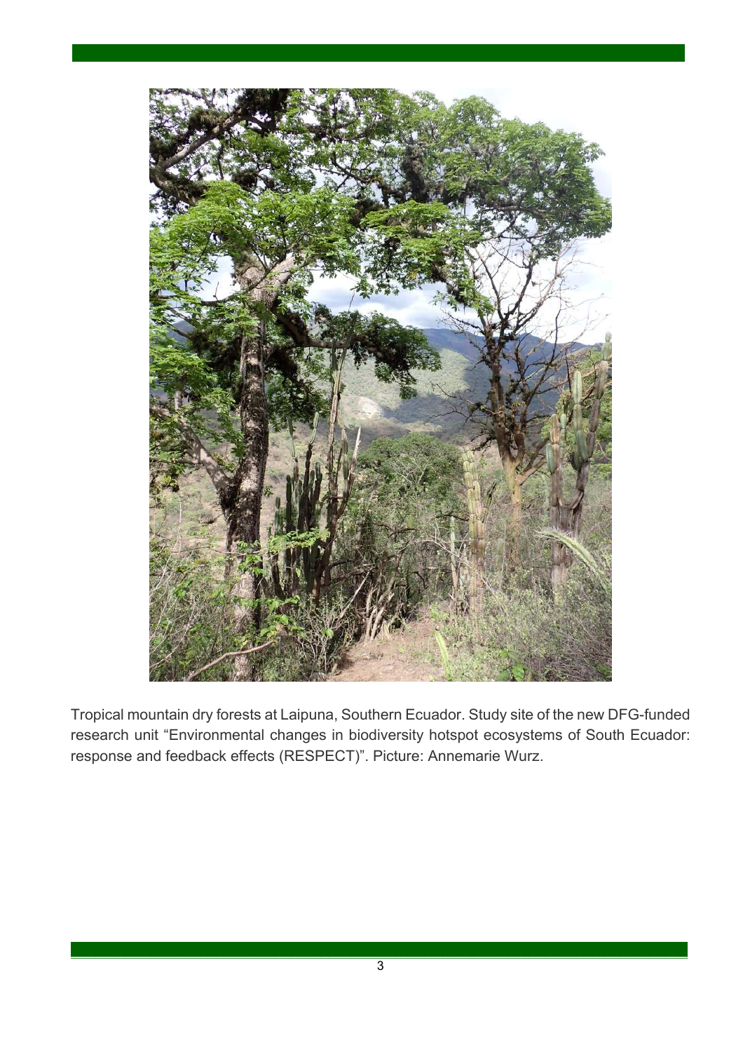Tropical mountain dry forests at Laipuna, Southern Ecuador. Study site of the new DFG-funded research unit “Environmental changes in biodiversity hotspot ecosystems of South Ecuador: response and feedback effects (RESPECT)”. Picture: Annemarie Wurz.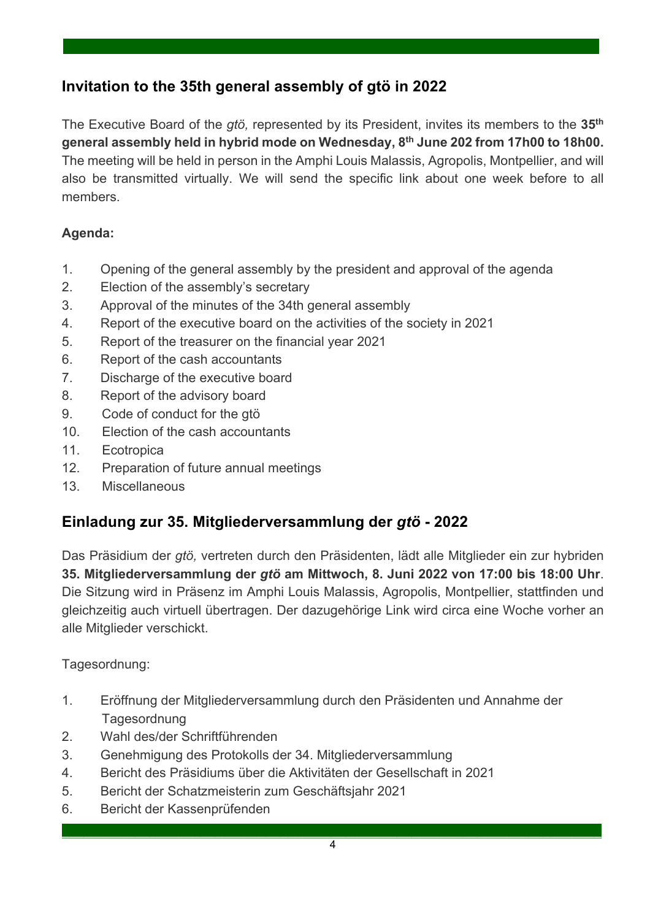## Invitation to the 35th general assembly of gtö in 2022

The Executive Board of the *gtö,* represented by its President, invites its members to the **35th general assembly held in hybrid mode on Wednesday, 8th June 202 from 17h00 to 18h00.** The meeting will be held in person in the Amphi Louis Malassis, Agropolis, Montpellier, and will also be transmitted virtually. We will send the specific link about one week before to all members.

**Agenda:**

1. Opening of the general assembly by the president and approval of the agenda
2. Election of the assembly's secretary
3. Approval of the minutes of the 34th general assembly
4. Report of the executive board on the activities of the society in 2021
5. Report of the treasurer on the financial year 2021
6. Report of the cash accountants
7. Discharge of the executive board
8. Report of the advisory board
9. Code of conduct for the gtö
10. Election of the cash accountants
11. Ecotropica
12. Preparation of future annual meetings
13. Miscellaneous

## Einladung zur 35. Mitgliederversammlung der *gtö* - 2022

Das Präsidium der *gtö,* vertreten durch den Präsidenten, lädt alle Mitglieder ein zur hybriden **35. Mitgliederversammlung der *gtö* am Mittwoch, 8. Juni 2022 von 17:00 bis 18:00 Uhr**. Die Sitzung wird in Präsenz im Amphi Louis Malassis, Agropolis, Montpellier, stattfinden und gleichzeitig auch virtuell übertragen. Der dazugehörige Link wird circa eine Woche vorher an alle Mitglieder verschickt.

Tagesordnung:

1. Eröffnung der Mitgliederversammlung durch den Präsidenten und Annahme der Tagesordnung
2. Wahl des/der Schriftführenden
3. Genehmigung des Protokolls der 34. Mitgliederversammlung
4. Bericht des Präsidiums über die Aktivitäten der Gesellschaft in 2021
5. Bericht der Schatzmeisterin zum Geschäftsjahr 2021
6. Bericht der Kassenprüfenden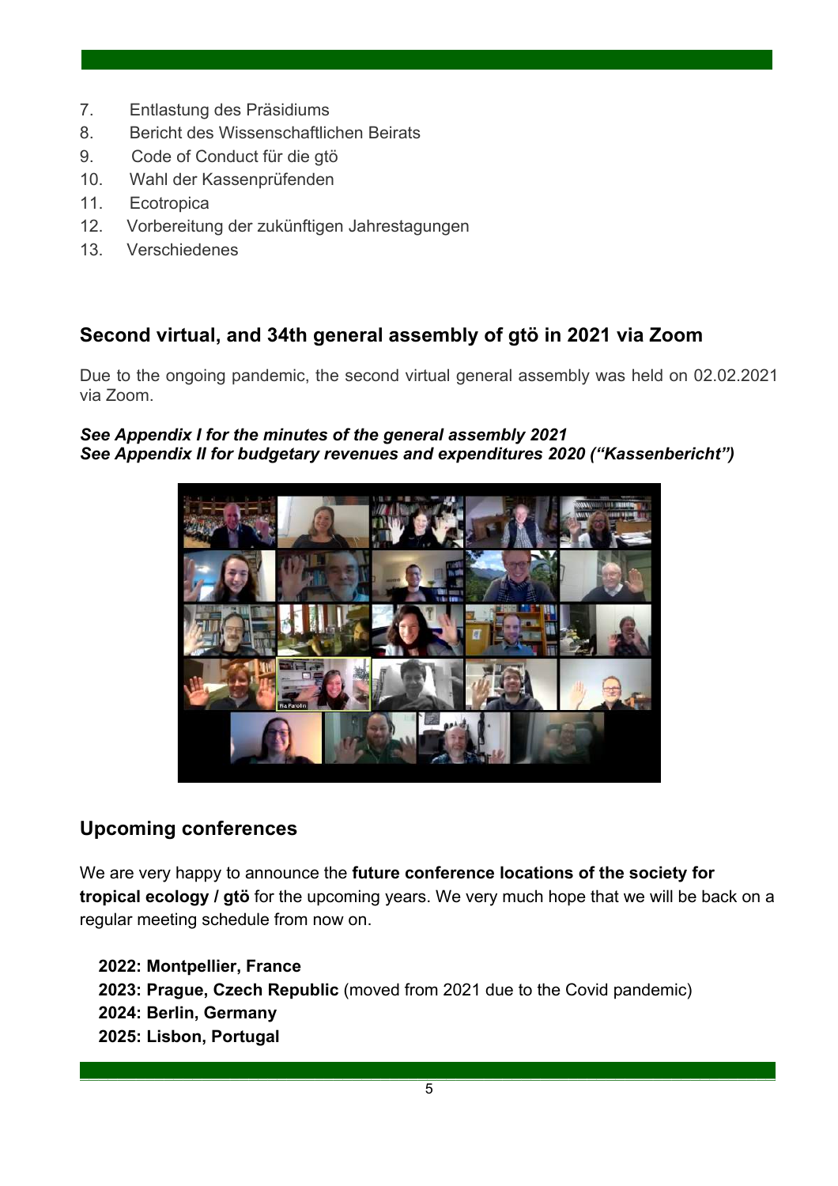7. Entlastung des Präsidiums
8. Bericht des Wissenschaftlichen Beirats
9. Code of Conduct für die gtö
10. Wahl der Kassenprüfenden
11. Ecotropica
12. Vorbereitung der zukünftigen Jahrestagungen
13. Verschiedenes

## Second virtual, and 34th general assembly of gtö in 2021 via Zoom

Due to the ongoing pandemic, the second virtual general assembly was held on 02.02.2021 via Zoom.

***See Appendix I for the minutes of the general assembly 2021***
***See Appendix II for budgetary revenues and expenditures 2020 ("Kassenbericht")***

## Upcoming conferences

We are very happy to announce the **future conference locations of the society for tropical ecology / gtö** for the upcoming years. We very much hope that we will be back on a regular meeting schedule from now on.

**2022: Montpellier, France**
**2023: Prague, Czech Republic** (moved from 2021 due to the Covid pandemic)
**2024: Berlin, Germany**
**2025: Lisbon, Portugal**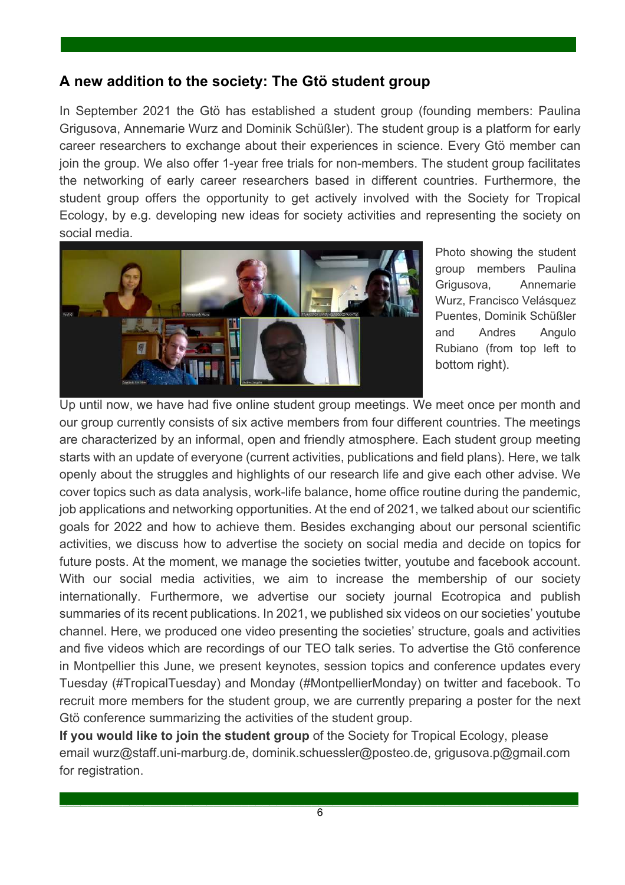## A new addition to the society: The Gtö student group

In September 2021 the Gtö has established a student group (founding members: Paulina Grigusova, Annemarie Wurz and Dominik Schüßler). The student group is a platform for early career researchers to exchange about their experiences in science. Every Gtö member can join the group. We also offer 1-year free trials for non-members. The student group facilitates the networking of early career researchers based in different countries. Furthermore, the student group offers the opportunity to get actively involved with the Society for Tropical Ecology, by e.g. developing new ideas for society activities and representing the society on social media.

Photo showing the student group members Paulina Grigusova, Annemarie Wurz, Francisco Velásquez Puentes, Dominik Schüßler and Andres Angulo Rubiano (from top left to bottom right).

Up until now, we have had five online student group meetings. We meet once per month and our group currently consists of six active members from four different countries. The meetings are characterized by an informal, open and friendly atmosphere. Each student group meeting starts with an update of everyone (current activities, publications and field plans). Here, we talk openly about the struggles and highlights of our research life and give each other advise. We cover topics such as data analysis, work-life balance, home office routine during the pandemic, job applications and networking opportunities. At the end of 2021, we talked about our scientific goals for 2022 and how to achieve them. Besides exchanging about our personal scientific activities, we discuss how to advertise the society on social media and decide on topics for future posts. At the moment, we manage the societies twitter, youtube and facebook account. With our social media activities, we aim to increase the membership of our society internationally. Furthermore, we advertise our society journal Ecotropica and publish summaries of its recent publications. In 2021, we published six videos on our societies' youtube channel. Here, we produced one video presenting the societies' structure, goals and activities and five videos which are recordings of our TEO talk series. To advertise the Gtö conference in Montpellier this June, we present keynotes, session topics and conference updates every Tuesday (#TropicalTuesday) and Monday (#MontpellierMonday) on twitter and facebook. To recruit more members for the student group, we are currently preparing a poster for the next Gtö conference summarizing the activities of the student group.

**If you would like to join the student group** of the Society for Tropical Ecology, please email wurz@staff.uni-marburg.de, dominik.schuessler@posteo.de, grigusova.p@gmail.com for registration.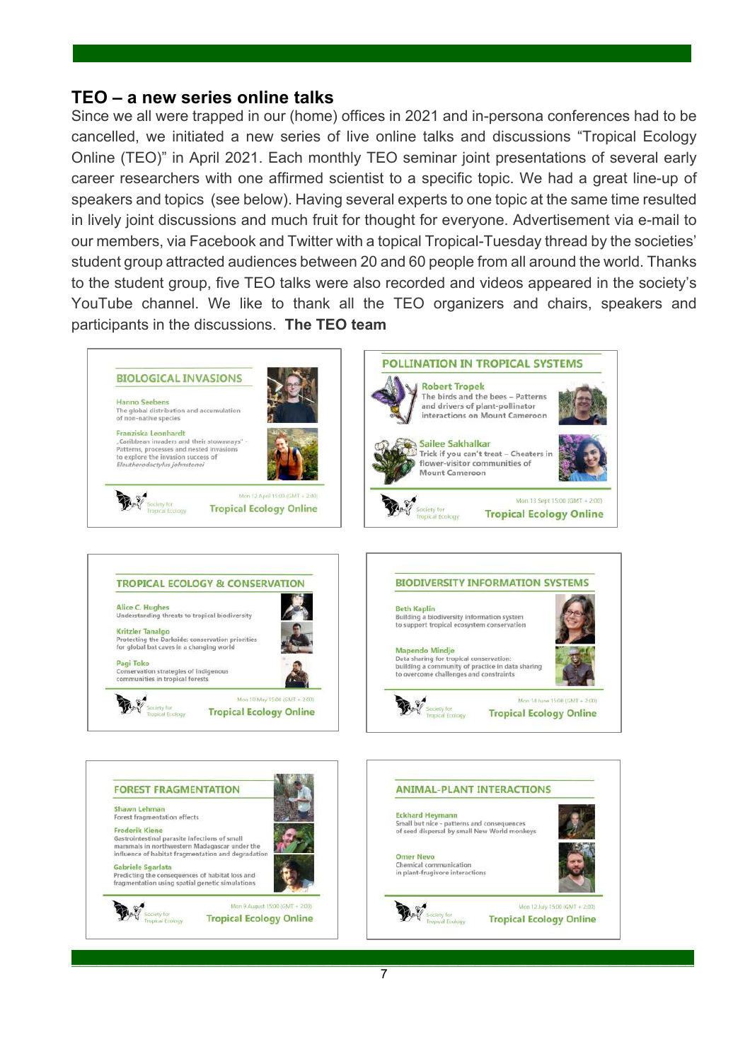## TEO – a new series online talks

Since we all were trapped in our (home) offices in 2021 and in-persona conferences had to be cancelled, we initiated a new series of live online talks and discussions “Tropical Ecology Online (TEO)” in April 2021. Each monthly TEO seminar joint presentations of several early career researchers with one affirmed scientist to a specific topic. We had a great line-up of speakers and topics (see below). Having several experts to one topic at the same time resulted in lively joint discussions and much fruit for thought for everyone. Advertisement via e-mail to our members, via Facebook and Twitter with a topical Tropical-Tuesday thread by the societies' student group attracted audiences between 20 and 60 people from all around the world. Thanks to the student group, five TEO talks were also recorded and videos appeared in the society's YouTube channel. We like to thank all the TEO organizers and chairs, speakers and participants in the discussions. **The TEO team**

### BIOLOGICAL INVASIONS

Hanno Seebens
The global distribution and accumulation of non-native species

Franziska Leonhardt
„Caribbean invaders and their stowaways" - Patterns, processes and nested invasions to explore the invasion success of *Eleutherodactylus johnstonei*

Mon 12 April 15:00 (GMT + 2:00)
Society for Tropical Ecology — Tropical Ecology Online

### POLLINATION IN TROPICAL SYSTEMS

Robert Tropek
The birds and the bees – Patterns and drivers of plant-pollinator interactions on Mount Cameroon

Sailee Sakhalkar
Trick if you can't treat – Cheaters in flower-visitor communities of Mount Cameroon

Mon 13 Sept 15:00 (GMT + 2:00)
Society for Tropical Ecology — Tropical Ecology Online

### TROPICAL ECOLOGY & CONSERVATION

Alice C. Hughes
Understanding threats to tropical biodiversity

Kritzler Tanalgo
Protecting the Darkside: conservation priorities for global bat caves in a changing world

Pagi Toko
Conservation strategies of indigenous communities in tropical forests

Mon 10 May 15:00 (GMT + 2:00)
Society for Tropical Ecology — Tropical Ecology Online

### BIODIVERSITY INFORMATION SYSTEMS

Beth Kaplin
Building a biodiversity information system to support tropical ecosystem conservation

Mapendo Mindje
Data sharing for tropical conservation: building a community of practice in data sharing to overcome challenges and constraints

Mon 14 June 15:00 (GMT + 2:00)
Society for Tropical Ecology — Tropical Ecology Online

### FOREST FRAGMENTATION

Shawn Lehman
Forest fragmentation effects

Frederik Kiene
Gastrointestinal parasite infections of small mammals in northwestern Madagascar under the influence of habitat fragmentation and degradation

Gabriele Sgarlata
Predicting the consequences of habitat loss and fragmentation using spatial genetic simulations

Mon 9 August 15:00 (GMT + 2:00)
Society for Tropical Ecology — Tropical Ecology Online

### ANIMAL-PLANT INTERACTIONS

Eckhard Heymann
Small but nice - patterns and consequences of seed dispersal by small New World monkeys

Omer Nevo
Chemical communication in plant-frugivore interactions

Mon 12 July 15:00 (GMT + 2:00)
Society for Tropical Ecology — Tropical Ecology Online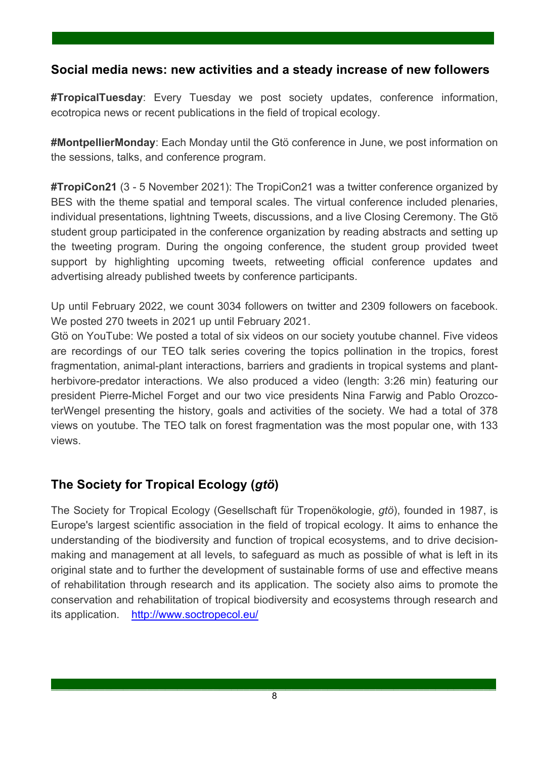## Social media news: new activities and a steady increase of new followers

**#TropicalTuesday**: Every Tuesday we post society updates, conference information, ecotropica news or recent publications in the field of tropical ecology.

**#MontpellierMonday**: Each Monday until the Gtö conference in June, we post information on the sessions, talks, and conference program.

**#TropiCon21** (3 - 5 November 2021): The TropiCon21 was a twitter conference organized by BES with the theme spatial and temporal scales. The virtual conference included plenaries, individual presentations, lightning Tweets, discussions, and a live Closing Ceremony. The Gtö student group participated in the conference organization by reading abstracts and setting up the tweeting program. During the ongoing conference, the student group provided tweet support by highlighting upcoming tweets, retweeting official conference updates and advertising already published tweets by conference participants.

Up until February 2022, we count 3034 followers on twitter and 2309 followers on facebook. We posted 270 tweets in 2021 up until February 2021.
Gtö on YouTube: We posted a total of six videos on our society youtube channel. Five videos are recordings of our TEO talk series covering the topics pollination in the tropics, forest fragmentation, animal-plant interactions, barriers and gradients in tropical systems and plant-herbivore-predator interactions. We also produced a video (length: 3:26 min) featuring our president Pierre-Michel Forget and our two vice presidents Nina Farwig and Pablo Orozco-terWengel presenting the history, goals and activities of the society. We had a total of 378 views on youtube. The TEO talk on forest fragmentation was the most popular one, with 133 views.

## The Society for Tropical Ecology (*gtö*)

The Society for Tropical Ecology (Gesellschaft für Tropenökologie, *gtö*), founded in 1987, is Europe's largest scientific association in the field of tropical ecology. It aims to enhance the understanding of the biodiversity and function of tropical ecosystems, and to drive decision-making and management at all levels, to safeguard as much as possible of what is left in its original state and to further the development of sustainable forms of use and effective means of rehabilitation through research and its application. The society also aims to promote the conservation and rehabilitation of tropical biodiversity and ecosystems through research and its application. http://www.soctropecol.eu/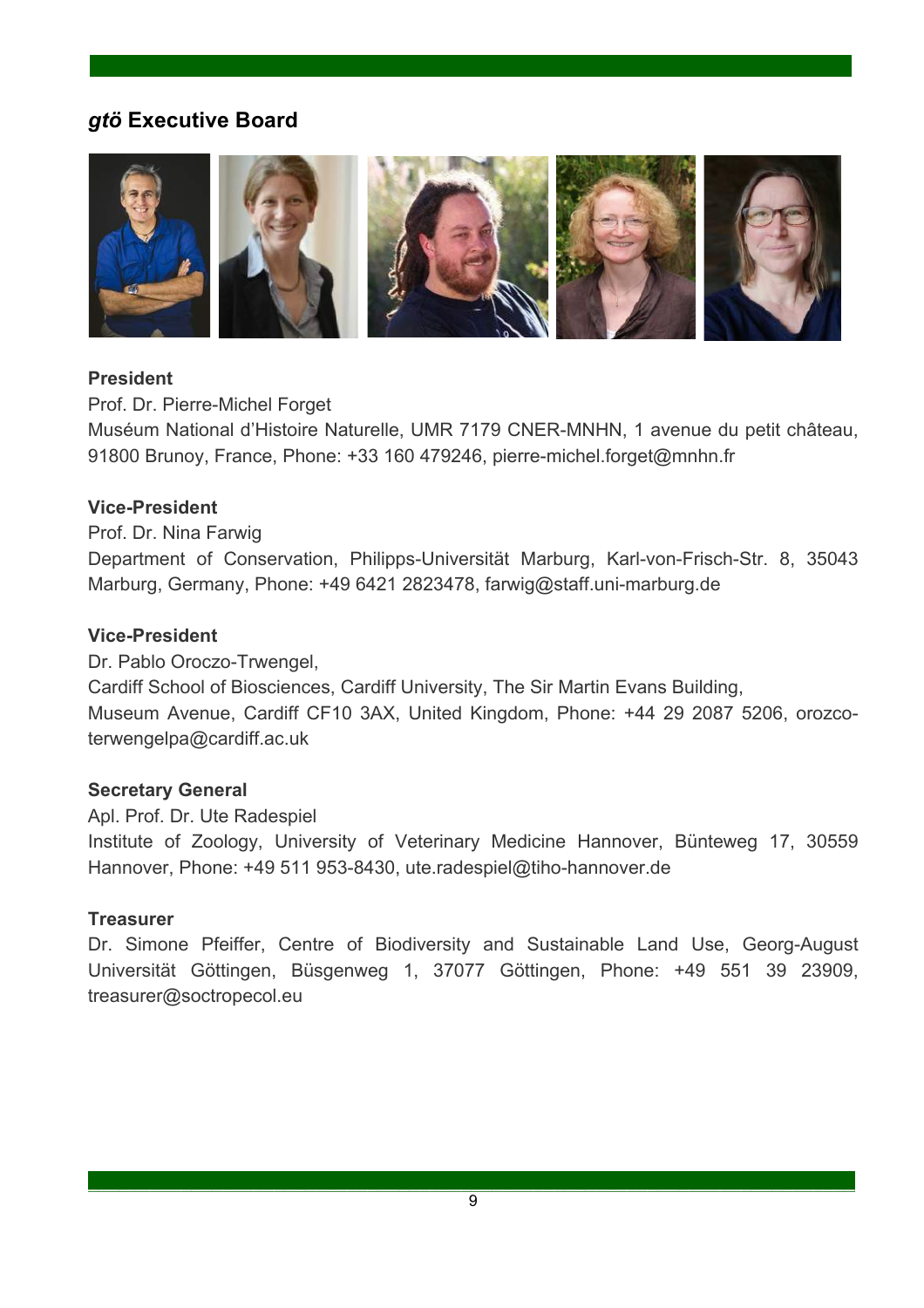## *gtö* Executive Board

**President**

Prof. Dr. Pierre-Michel Forget
Muséum National d'Histoire Naturelle, UMR 7179 CNER-MNHN, 1 avenue du petit château, 91800 Brunoy, France, Phone: +33 160 479246, pierre-michel.forget@mnhn.fr

**Vice-President**

Prof. Dr. Nina Farwig
Department of Conservation, Philipps-Universität Marburg, Karl-von-Frisch-Str. 8, 35043 Marburg, Germany, Phone: +49 6421 2823478, farwig@staff.uni-marburg.de

**Vice-President**

Dr. Pablo Oroczo-Trwengel,
Cardiff School of Biosciences, Cardiff University, The Sir Martin Evans Building, Museum Avenue, Cardiff CF10 3AX, United Kingdom, Phone: +44 29 2087 5206, orozco-terwengelpa@cardiff.ac.uk

**Secretary General**

Apl. Prof. Dr. Ute Radespiel
Institute of Zoology, University of Veterinary Medicine Hannover, Bünteweg 17, 30559 Hannover, Phone: +49 511 953-8430, ute.radespiel@tiho-hannover.de

**Treasurer**

Dr. Simone Pfeiffer, Centre of Biodiversity and Sustainable Land Use, Georg-August Universität Göttingen, Büsgenweg 1, 37077 Göttingen, Phone: +49 551 39 23909, treasurer@soctropecol.eu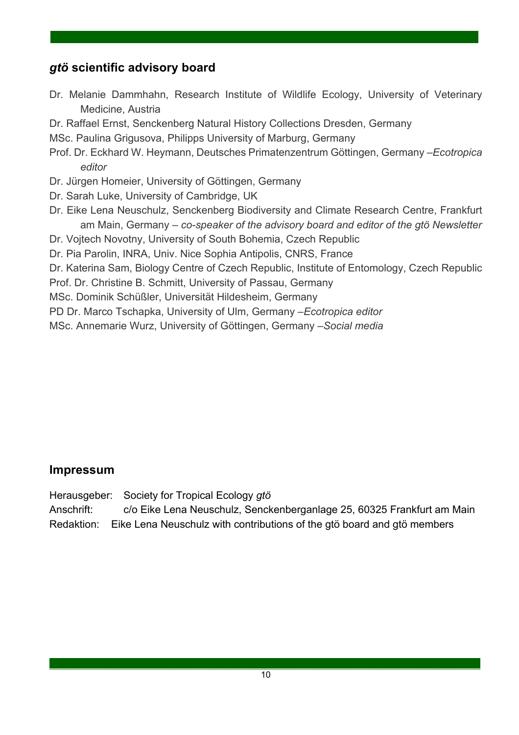## *gtö* scientific advisory board

Dr. Melanie Dammhahn, Research Institute of Wildlife Ecology, University of Veterinary Medicine, Austria

Dr. Raffael Ernst, Senckenberg Natural History Collections Dresden, Germany

MSc. Paulina Grigusova, Philipps University of Marburg, Germany

Prof. Dr. Eckhard W. Heymann, Deutsches Primatenzentrum Göttingen, Germany –*Ecotropica editor*

Dr. Jürgen Homeier, University of Göttingen, Germany

Dr. Sarah Luke, University of Cambridge, UK

Dr. Eike Lena Neuschulz, Senckenberg Biodiversity and Climate Research Centre, Frankfurt am Main, Germany – *co-speaker of the advisory board and editor of the gtö Newsletter*

Dr. Vojtech Novotny, University of South Bohemia, Czech Republic

Dr. Pia Parolin, INRA, Univ. Nice Sophia Antipolis, CNRS, France

Dr. Katerina Sam, Biology Centre of Czech Republic, Institute of Entomology, Czech Republic

Prof. Dr. Christine B. Schmitt, University of Passau, Germany

MSc. Dominik Schüßler, Universität Hildesheim, Germany

PD Dr. Marco Tschapka, University of Ulm, Germany –*Ecotropica editor*

MSc. Annemarie Wurz, University of Göttingen, Germany –*Social media*

## Impressum

Herausgeber: Society for Tropical Ecology *gtö*

Anschrift: c/o Eike Lena Neuschulz, Senckenberganlage 25, 60325 Frankfurt am Main

Redaktion: Eike Lena Neuschulz with contributions of the gtö board and gtö members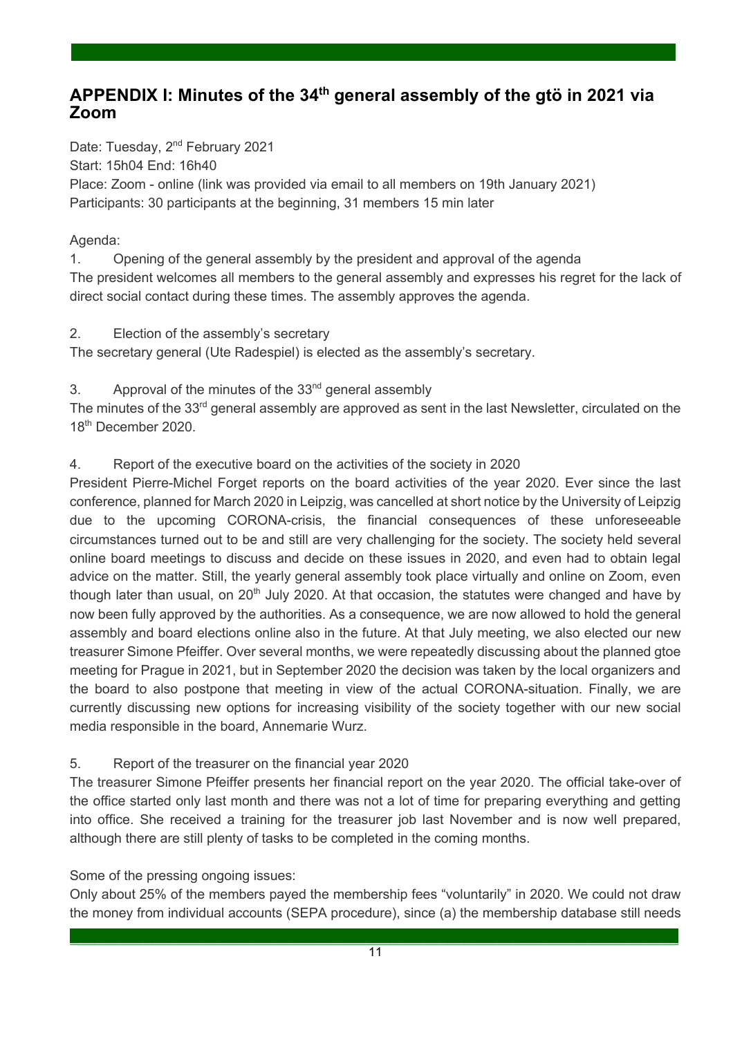## APPENDIX I: Minutes of the 34th general assembly of the gtö in 2021 via Zoom

Date: Tuesday, 2nd February 2021
Start: 15h04 End: 16h40
Place: Zoom - online (link was provided via email to all members on 19th January 2021)
Participants: 30 participants at the beginning, 31 members 15 min later

Agenda:

1. Opening of the general assembly by the president and approval of the agenda

The president welcomes all members to the general assembly and expresses his regret for the lack of direct social contact during these times. The assembly approves the agenda.

2. Election of the assembly's secretary

The secretary general (Ute Radespiel) is elected as the assembly's secretary.

3. Approval of the minutes of the 33rd general assembly

The minutes of the 33rd general assembly are approved as sent in the last Newsletter, circulated on the 18th December 2020.

4. Report of the executive board on the activities of the society in 2020

President Pierre-Michel Forget reports on the board activities of the year 2020. Ever since the last conference, planned for March 2020 in Leipzig, was cancelled at short notice by the University of Leipzig due to the upcoming CORONA-crisis, the financial consequences of these unforeseeable circumstances turned out to be and still are very challenging for the society. The society held several online board meetings to discuss and decide on these issues in 2020, and even had to obtain legal advice on the matter. Still, the yearly general assembly took place virtually and online on Zoom, even though later than usual, on 20th July 2020. At that occasion, the statutes were changed and have by now been fully approved by the authorities. As a consequence, we are now allowed to hold the general assembly and board elections online also in the future. At that July meeting, we also elected our new treasurer Simone Pfeiffer. Over several months, we were repeatedly discussing about the planned gtoe meeting for Prague in 2021, but in September 2020 the decision was taken by the local organizers and the board to also postpone that meeting in view of the actual CORONA-situation. Finally, we are currently discussing new options for increasing visibility of the society together with our new social media responsible in the board, Annemarie Wurz.

5. Report of the treasurer on the financial year 2020

The treasurer Simone Pfeiffer presents her financial report on the year 2020. The official take-over of the office started only last month and there was not a lot of time for preparing everything and getting into office. She received a training for the treasurer job last November and is now well prepared, although there are still plenty of tasks to be completed in the coming months.

Some of the pressing ongoing issues:

Only about 25% of the members payed the membership fees "voluntarily" in 2020. We could not draw the money from individual accounts (SEPA procedure), since (a) the membership database still needs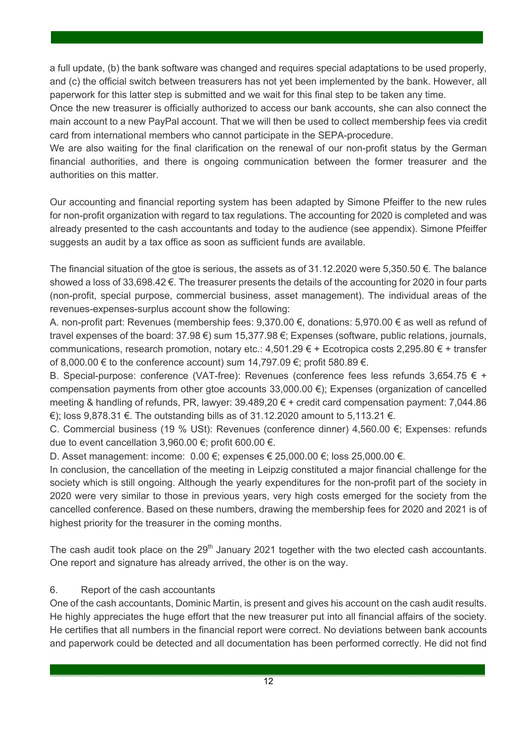a full update, (b) the bank software was changed and requires special adaptations to be used properly, and (c) the official switch between treasurers has not yet been implemented by the bank. However, all paperwork for this latter step is submitted and we wait for this final step to be taken any time.

Once the new treasurer is officially authorized to access our bank accounts, she can also connect the main account to a new PayPal account. That we will then be used to collect membership fees via credit card from international members who cannot participate in the SEPA-procedure.

We are also waiting for the final clarification on the renewal of our non-profit status by the German financial authorities, and there is ongoing communication between the former treasurer and the authorities on this matter.

Our accounting and financial reporting system has been adapted by Simone Pfeiffer to the new rules for non-profit organization with regard to tax regulations. The accounting for 2020 is completed and was already presented to the cash accountants and today to the audience (see appendix). Simone Pfeiffer suggests an audit by a tax office as soon as sufficient funds are available.

The financial situation of the gtoe is serious, the assets as of 31.12.2020 were 5,350.50 €. The balance showed a loss of 33,698.42 €. The treasurer presents the details of the accounting for 2020 in four parts (non-profit, special purpose, commercial business, asset management). The individual areas of the revenues-expenses-surplus account show the following:

A. non-profit part: Revenues (membership fees: 9,370.00 €, donations: 5,970.00 € as well as refund of travel expenses of the board: 37.98 €) sum 15,377.98 €; Expenses (software, public relations, journals, communications, research promotion, notary etc.: 4,501.29 € + Ecotropica costs 2,295.80 € + transfer of 8,000.00 € to the conference account) sum 14,797.09 €; profit 580.89 €.

B. Special-purpose: conference (VAT-free): Revenues (conference fees less refunds 3,654.75 € + compensation payments from other gtoe accounts 33,000.00 €); Expenses (organization of cancelled meeting & handling of refunds, PR, lawyer: 39.489,20 € + credit card compensation payment: 7,044.86 €); loss 9,878.31 €. The outstanding bills as of 31.12.2020 amount to 5,113.21 €.

C. Commercial business (19 % USt): Revenues (conference dinner) 4,560.00 €; Expenses: refunds due to event cancellation 3,960.00 €; profit 600.00 €.

D. Asset management: income: 0.00 €; expenses € 25,000.00 €; loss 25,000.00 €.

In conclusion, the cancellation of the meeting in Leipzig constituted a major financial challenge for the society which is still ongoing. Although the yearly expenditures for the non-profit part of the society in 2020 were very similar to those in previous years, very high costs emerged for the society from the cancelled conference. Based on these numbers, drawing the membership fees for 2020 and 2021 is of highest priority for the treasurer in the coming months.

The cash audit took place on the 29th January 2021 together with the two elected cash accountants. One report and signature has already arrived, the other is on the way.

6. Report of the cash accountants

One of the cash accountants, Dominic Martin, is present and gives his account on the cash audit results. He highly appreciates the huge effort that the new treasurer put into all financial affairs of the society. He certifies that all numbers in the financial report were correct. No deviations between bank accounts and paperwork could be detected and all documentation has been performed correctly. He did not find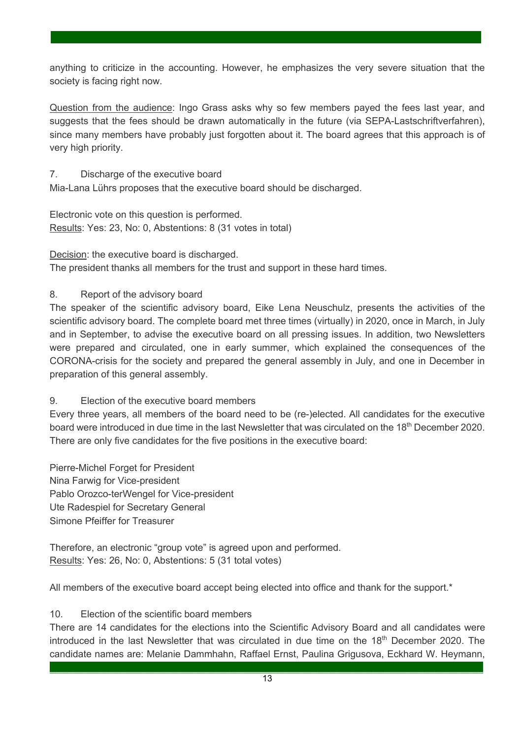anything to criticize in the accounting. However, he emphasizes the very severe situation that the society is facing right now.

Question from the audience: Ingo Grass asks why so few members payed the fees last year, and suggests that the fees should be drawn automatically in the future (via SEPA-Lastschriftverfahren), since many members have probably just forgotten about it. The board agrees that this approach is of very high priority.

7. Discharge of the executive board

Mia-Lana Lührs proposes that the executive board should be discharged.

Electronic vote on this question is performed.
Results: Yes: 23, No: 0, Abstentions: 8 (31 votes in total)

Decision: the executive board is discharged.
The president thanks all members for the trust and support in these hard times.

8. Report of the advisory board

The speaker of the scientific advisory board, Eike Lena Neuschulz, presents the activities of the scientific advisory board. The complete board met three times (virtually) in 2020, once in March, in July and in September, to advise the executive board on all pressing issues. In addition, two Newsletters were prepared and circulated, one in early summer, which explained the consequences of the CORONA-crisis for the society and prepared the general assembly in July, and one in December in preparation of this general assembly.

9. Election of the executive board members

Every three years, all members of the board need to be (re-)elected. All candidates for the executive board were introduced in due time in the last Newsletter that was circulated on the 18th December 2020. There are only five candidates for the five positions in the executive board:

Pierre-Michel Forget for President
Nina Farwig for Vice-president
Pablo Orozco-terWengel for Vice-president
Ute Radespiel for Secretary General
Simone Pfeiffer for Treasurer

Therefore, an electronic "group vote" is agreed upon and performed.
Results: Yes: 26, No: 0, Abstentions: 5 (31 total votes)

All members of the executive board accept being elected into office and thank for the support.*

10. Election of the scientific board members

There are 14 candidates for the elections into the Scientific Advisory Board and all candidates were introduced in the last Newsletter that was circulated in due time on the 18th December 2020. The candidate names are: Melanie Dammhahn, Raffael Ernst, Paulina Grigusova, Eckhard W. Heymann,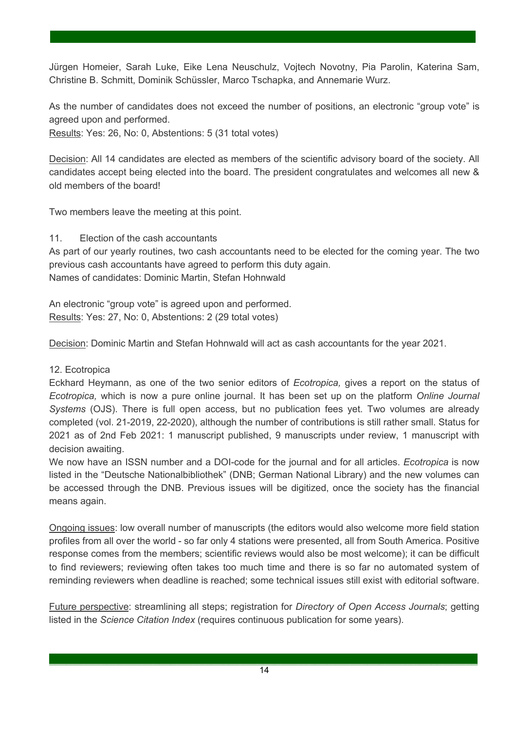Jürgen Homeier, Sarah Luke, Eike Lena Neuschulz, Vojtech Novotny, Pia Parolin, Katerina Sam, Christine B. Schmitt, Dominik Schüssler, Marco Tschapka, and Annemarie Wurz.

As the number of candidates does not exceed the number of positions, an electronic "group vote" is agreed upon and performed.
Results: Yes: 26, No: 0, Abstentions: 5 (31 total votes)

Decision: All 14 candidates are elected as members of the scientific advisory board of the society. All candidates accept being elected into the board. The president congratulates and welcomes all new & old members of the board!

Two members leave the meeting at this point.

11. Election of the cash accountants

As part of our yearly routines, two cash accountants need to be elected for the coming year. The two previous cash accountants have agreed to perform this duty again.
Names of candidates: Dominic Martin, Stefan Hohnwald

An electronic "group vote" is agreed upon and performed.
Results: Yes: 27, No: 0, Abstentions: 2 (29 total votes)

Decision: Dominic Martin and Stefan Hohnwald will act as cash accountants for the year 2021.

12. Ecotropica

Eckhard Heymann, as one of the two senior editors of *Ecotropica,* gives a report on the status of *Ecotropica,* which is now a pure online journal. It has been set up on the platform *Online Journal Systems* (OJS). There is full open access, but no publication fees yet. Two volumes are already completed (vol. 21-2019, 22-2020), although the number of contributions is still rather small. Status for 2021 as of 2nd Feb 2021: 1 manuscript published, 9 manuscripts under review, 1 manuscript with decision awaiting.
We now have an ISSN number and a DOI-code for the journal and for all articles. *Ecotropica* is now listed in the "Deutsche Nationalbibliothek" (DNB; German National Library) and the new volumes can be accessed through the DNB. Previous issues will be digitized, once the society has the financial means again.

Ongoing issues: low overall number of manuscripts (the editors would also welcome more field station profiles from all over the world - so far only 4 stations were presented, all from South America. Positive response comes from the members; scientific reviews would also be most welcome); it can be difficult to find reviewers; reviewing often takes too much time and there is so far no automated system of reminding reviewers when deadline is reached; some technical issues still exist with editorial software.

Future perspective: streamlining all steps; registration for *Directory of Open Access Journals*; getting listed in the *Science Citation Index* (requires continuous publication for some years).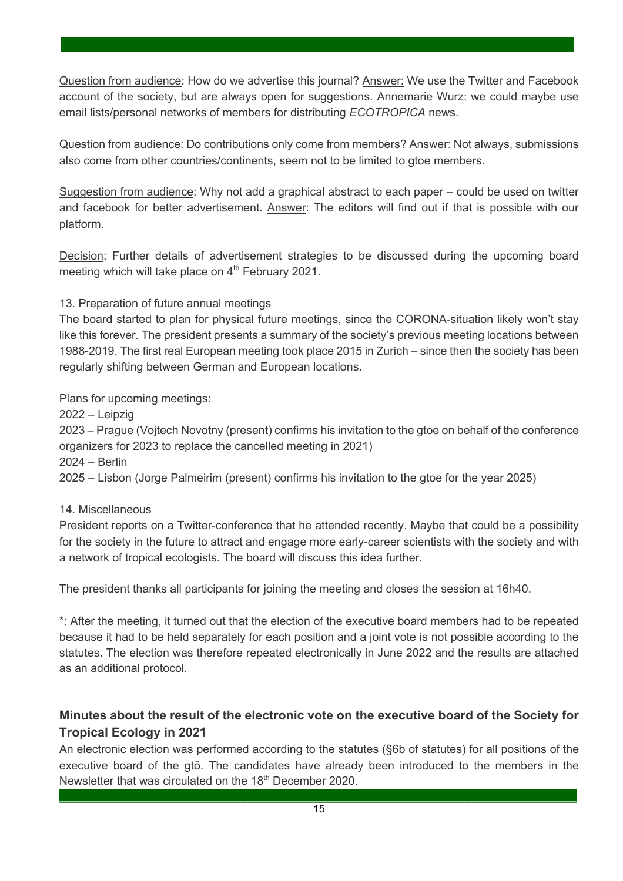Question from audience: How do we advertise this journal? Answer: We use the Twitter and Facebook account of the society, but are always open for suggestions. Annemarie Wurz: we could maybe use email lists/personal networks of members for distributing *ECOTROPICA* news.

Question from audience: Do contributions only come from members? Answer: Not always, submissions also come from other countries/continents, seem not to be limited to gtoe members.

Suggestion from audience: Why not add a graphical abstract to each paper – could be used on twitter and facebook for better advertisement. Answer: The editors will find out if that is possible with our platform.

Decision: Further details of advertisement strategies to be discussed during the upcoming board meeting which will take place on 4th February 2021.

13. Preparation of future annual meetings

The board started to plan for physical future meetings, since the CORONA-situation likely won't stay like this forever. The president presents a summary of the society's previous meeting locations between 1988-2019. The first real European meeting took place 2015 in Zurich – since then the society has been regularly shifting between German and European locations.

Plans for upcoming meetings:
2022 – Leipzig
2023 – Prague (Vojtech Novotny (present) confirms his invitation to the gtoe on behalf of the conference organizers for 2023 to replace the cancelled meeting in 2021)
2024 – Berlin
2025 – Lisbon (Jorge Palmeirim (present) confirms his invitation to the gtoe for the year 2025)

14. Miscellaneous

President reports on a Twitter-conference that he attended recently. Maybe that could be a possibility for the society in the future to attract and engage more early-career scientists with the society and with a network of tropical ecologists. The board will discuss this idea further.

The president thanks all participants for joining the meeting and closes the session at 16h40.

*: After the meeting, it turned out that the election of the executive board members had to be repeated because it had to be held separately for each position and a joint vote is not possible according to the statutes. The election was therefore repeated electronically in June 2022 and the results are attached as an additional protocol.

## Minutes about the result of the electronic vote on the executive board of the Society for Tropical Ecology in 2021

An electronic election was performed according to the statutes (§6b of statutes) for all positions of the executive board of the gtö. The candidates have already been introduced to the members in the Newsletter that was circulated on the 18th December 2020.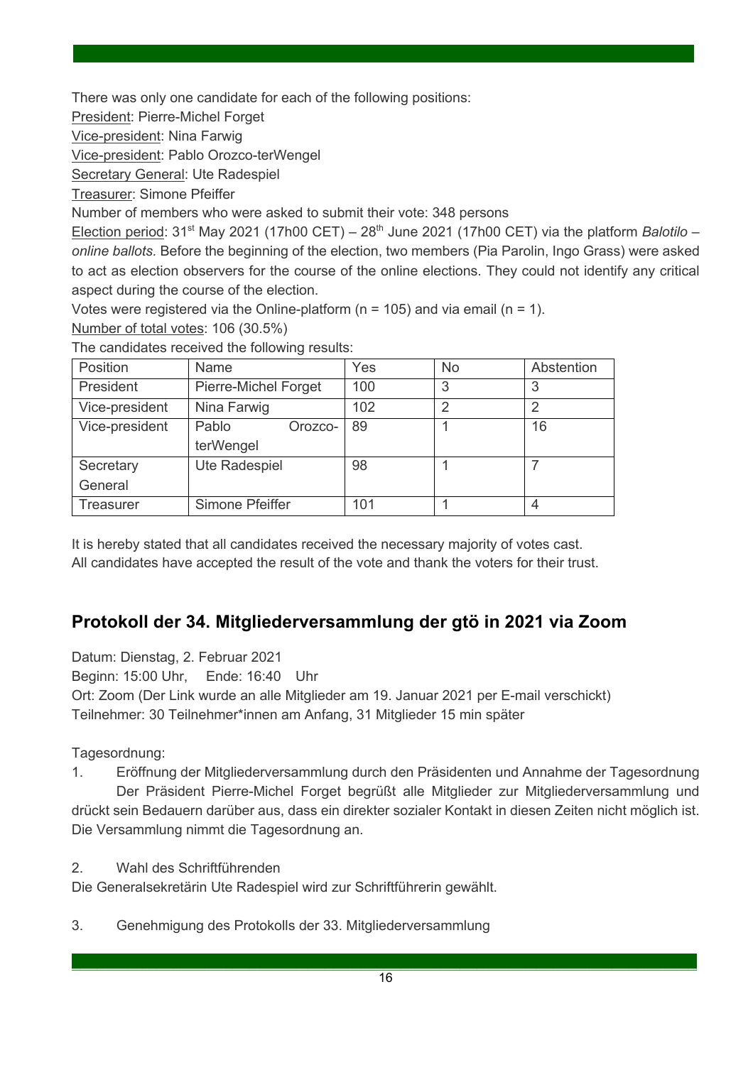There was only one candidate for each of the following positions:
President: Pierre-Michel Forget
Vice-president: Nina Farwig
Vice-president: Pablo Orozco-terWengel
Secretary General: Ute Radespiel
Treasurer: Simone Pfeiffer
Number of members who were asked to submit their vote: 348 persons
Election period: 31st May 2021 (17h00 CET) – 28th June 2021 (17h00 CET) via the platform *Balotilo – online ballots.* Before the beginning of the election, two members (Pia Parolin, Ingo Grass) were asked to act as election observers for the course of the online elections. They could not identify any critical aspect during the course of the election.
Votes were registered via the Online-platform (n = 105) and via email (n = 1).
Number of total votes: 106 (30.5%)
The candidates received the following results:

| Position | Name | Yes | No | Abstention |
|---|---|---|---|---|
| President | Pierre-Michel Forget | 100 | 3 | 3 |
| Vice-president | Nina Farwig | 102 | 2 | 2 |
| Vice-president | Pablo Orozco-terWengel | 89 | 1 | 16 |
| Secretary General | Ute Radespiel | 98 | 1 | 7 |
| Treasurer | Simone Pfeiffer | 101 | 1 | 4 |

It is hereby stated that all candidates received the necessary majority of votes cast.
All candidates have accepted the result of the vote and thank the voters for their trust.

## Protokoll der 34. Mitgliederversammlung der gtö in 2021 via Zoom

Datum: Dienstag, 2. Februar 2021
Beginn: 15:00 Uhr, Ende: 16:40 Uhr
Ort: Zoom (Der Link wurde an alle Mitglieder am 19. Januar 2021 per E-mail verschickt)
Teilnehmer: 30 Teilnehmer*innen am Anfang, 31 Mitglieder 15 min später

Tagesordnung:

1. Eröffnung der Mitgliederversammlung durch den Präsidenten und Annahme der Tagesordnung
   Der Präsident Pierre-Michel Forget begrüßt alle Mitglieder zur Mitgliederversammlung und drückt sein Bedauern darüber aus, dass ein direkter sozialer Kontakt in diesen Zeiten nicht möglich ist. Die Versammlung nimmt die Tagesordnung an.

2. Wahl des Schriftführenden
   Die Generalsekretärin Ute Radespiel wird zur Schriftführerin gewählt.

3. Genehmigung des Protokolls der 33. Mitgliederversammlung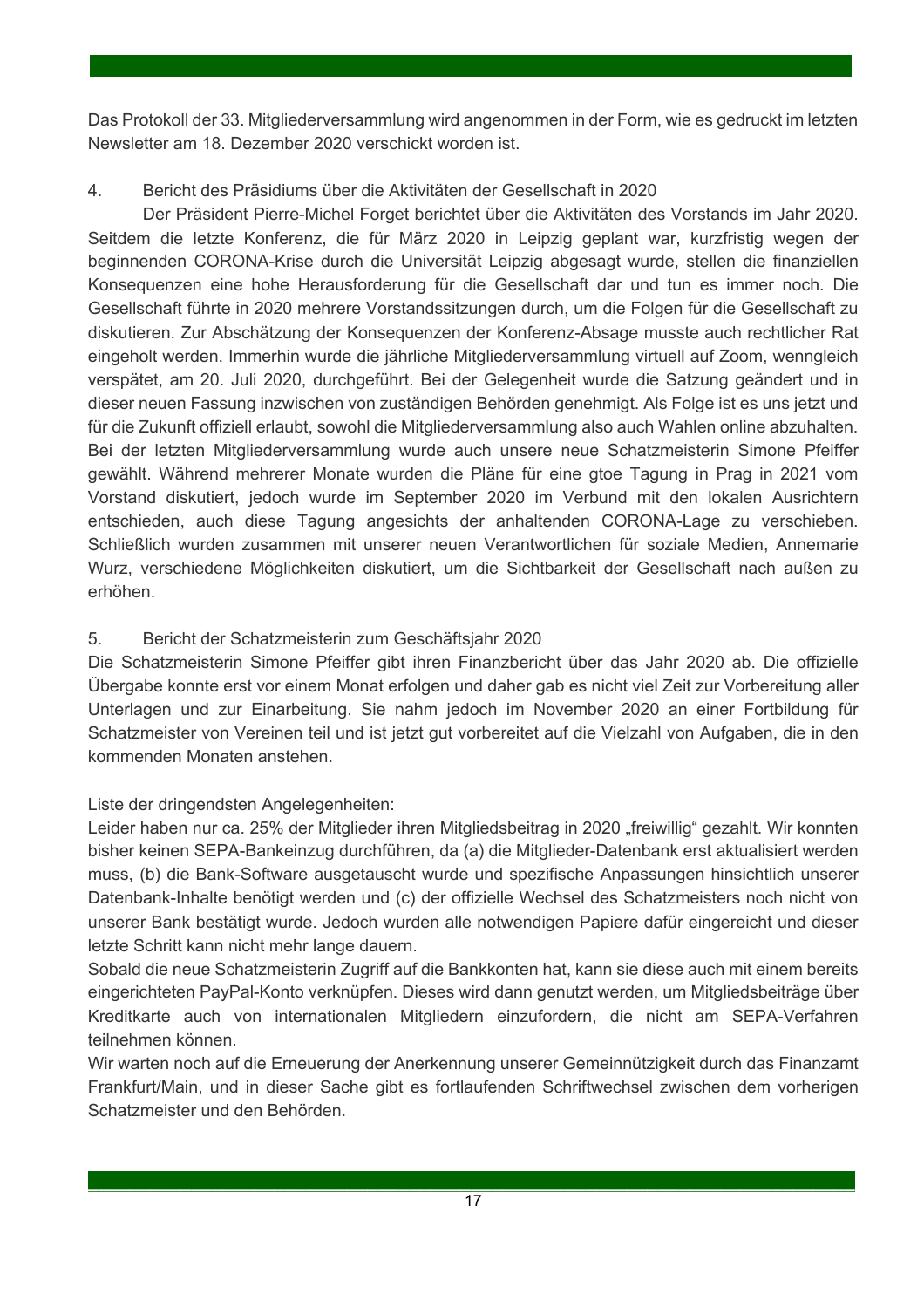Das Protokoll der 33. Mitgliederversammlung wird angenommen in der Form, wie es gedruckt im letzten Newsletter am 18. Dezember 2020 verschickt worden ist.

4. Bericht des Präsidiums über die Aktivitäten der Gesellschaft in 2020

Der Präsident Pierre-Michel Forget berichtet über die Aktivitäten des Vorstands im Jahr 2020. Seitdem die letzte Konferenz, die für März 2020 in Leipzig geplant war, kurzfristig wegen der beginnenden CORONA-Krise durch die Universität Leipzig abgesagt wurde, stellen die finanziellen Konsequenzen eine hohe Herausforderung für die Gesellschaft dar und tun es immer noch. Die Gesellschaft führte in 2020 mehrere Vorstandssitzungen durch, um die Folgen für die Gesellschaft zu diskutieren. Zur Abschätzung der Konsequenzen der Konferenz-Absage musste auch rechtlicher Rat eingeholt werden. Immerhin wurde die jährliche Mitgliederversammlung virtuell auf Zoom, wenngleich verspätet, am 20. Juli 2020, durchgeführt. Bei der Gelegenheit wurde die Satzung geändert und in dieser neuen Fassung inzwischen von zuständigen Behörden genehmigt. Als Folge ist es uns jetzt und für die Zukunft offiziell erlaubt, sowohl die Mitgliederversammlung also auch Wahlen online abzuhalten. Bei der letzten Mitgliederversammlung wurde auch unsere neue Schatzmeisterin Simone Pfeiffer gewählt. Während mehrerer Monate wurden die Pläne für eine gtoe Tagung in Prag in 2021 vom Vorstand diskutiert, jedoch wurde im September 2020 im Verbund mit den lokalen Ausrichtern entschieden, auch diese Tagung angesichts der anhaltenden CORONA-Lage zu verschieben. Schließlich wurden zusammen mit unserer neuen Verantwortlichen für soziale Medien, Annemarie Wurz, verschiedene Möglichkeiten diskutiert, um die Sichtbarkeit der Gesellschaft nach außen zu erhöhen.

5. Bericht der Schatzmeisterin zum Geschäftsjahr 2020

Die Schatzmeisterin Simone Pfeiffer gibt ihren Finanzbericht über das Jahr 2020 ab. Die offizielle Übergabe konnte erst vor einem Monat erfolgen und daher gab es nicht viel Zeit zur Vorbereitung aller Unterlagen und zur Einarbeitung. Sie nahm jedoch im November 2020 an einer Fortbildung für Schatzmeister von Vereinen teil und ist jetzt gut vorbereitet auf die Vielzahl von Aufgaben, die in den kommenden Monaten anstehen.

Liste der dringendsten Angelegenheiten:
Leider haben nur ca. 25% der Mitglieder ihren Mitgliedsbeitrag in 2020 „freiwillig“ gezahlt. Wir konnten bisher keinen SEPA-Bankeinzug durchführen, da (a) die Mitglieder-Datenbank erst aktualisiert werden muss, (b) die Bank-Software ausgetauscht wurde und spezifische Anpassungen hinsichtlich unserer Datenbank-Inhalte benötigt werden und (c) der offizielle Wechsel des Schatzmeisters noch nicht von unserer Bank bestätigt wurde. Jedoch wurden alle notwendigen Papiere dafür eingereicht und dieser letzte Schritt kann nicht mehr lange dauern.
Sobald die neue Schatzmeisterin Zugriff auf die Bankkonten hat, kann sie diese auch mit einem bereits eingerichteten PayPal-Konto verknüpfen. Dieses wird dann genutzt werden, um Mitgliedsbeiträge über Kreditkarte auch von internationalen Mitgliedern einzufordern, die nicht am SEPA-Verfahren teilnehmen können.
Wir warten noch auf die Erneuerung der Anerkennung unserer Gemeinnützigkeit durch das Finanzamt Frankfurt/Main, und in dieser Sache gibt es fortlaufenden Schriftwechsel zwischen dem vorherigen Schatzmeister und den Behörden.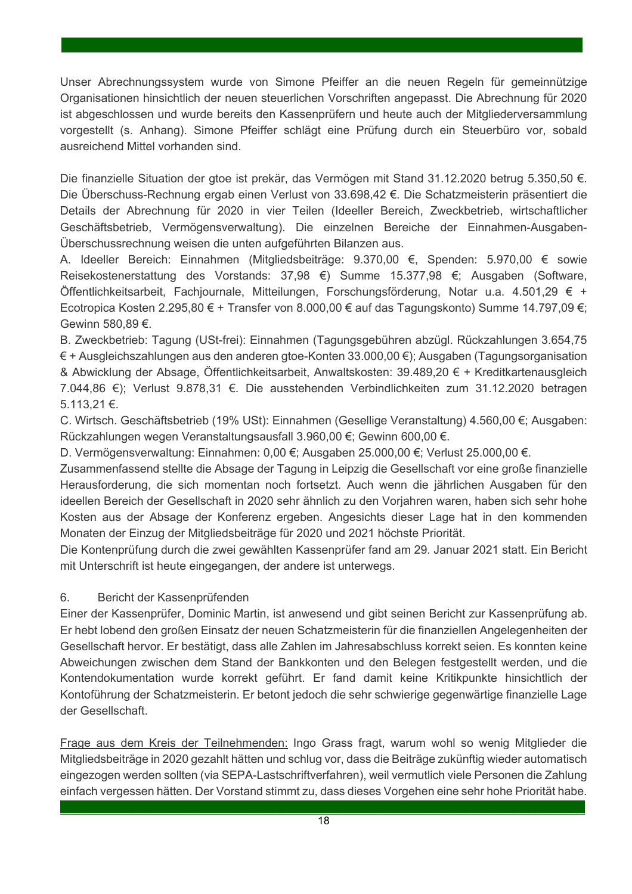Unser Abrechnungssystem wurde von Simone Pfeiffer an die neuen Regeln für gemeinnützige Organisationen hinsichtlich der neuen steuerlichen Vorschriften angepasst. Die Abrechnung für 2020 ist abgeschlossen und wurde bereits den Kassenprüfern und heute auch der Mitgliederversammlung vorgestellt (s. Anhang). Simone Pfeiffer schlägt eine Prüfung durch ein Steuerbüro vor, sobald ausreichend Mittel vorhanden sind.

Die finanzielle Situation der gtoe ist prekär, das Vermögen mit Stand 31.12.2020 betrug 5.350,50 €. Die Überschuss-Rechnung ergab einen Verlust von 33.698,42 €. Die Schatzmeisterin präsentiert die Details der Abrechnung für 2020 in vier Teilen (Ideeller Bereich, Zweckbetrieb, wirtschaftlicher Geschäftsbetrieb, Vermögensverwaltung). Die einzelnen Bereiche der Einnahmen-Ausgaben-Überschussrechnung weisen die unten aufgeführten Bilanzen aus.

A. Ideeller Bereich: Einnahmen (Mitgliedsbeiträge: 9.370,00 €, Spenden: 5.970,00 € sowie Reisekostenerstattung des Vorstands: 37,98 €) Summe 15.377,98 €; Ausgaben (Software, Öffentlichkeitsarbeit, Fachjournale, Mitteilungen, Forschungsförderung, Notar u.a. 4.501,29 € + Ecotropica Kosten 2.295,80 € + Transfer von 8.000,00 € auf das Tagungskonto) Summe 14.797,09 €; Gewinn 580,89 €.

B. Zweckbetrieb: Tagung (USt-frei): Einnahmen (Tagungsgebühren abzügl. Rückzahlungen 3.654,75 € + Ausgleichszahlungen aus den anderen gtoe-Konten 33.000,00 €); Ausgaben (Tagungsorganisation & Abwicklung der Absage, Öffentlichkeitsarbeit, Anwaltskosten: 39.489,20 € + Kreditkartenausgleich 7.044,86 €); Verlust 9.878,31 €. Die ausstehenden Verbindlichkeiten zum 31.12.2020 betragen 5.113,21 €.

C. Wirtsch. Geschäftsbetrieb (19% USt): Einnahmen (Gesellige Veranstaltung) 4.560,00 €; Ausgaben: Rückzahlungen wegen Veranstaltungsausfall 3.960,00 €; Gewinn 600,00 €.

D. Vermögensverwaltung: Einnahmen: 0,00 €; Ausgaben 25.000,00 €; Verlust 25.000,00 €.

Zusammenfassend stellte die Absage der Tagung in Leipzig die Gesellschaft vor eine große finanzielle Herausforderung, die sich momentan noch fortsetzt. Auch wenn die jährlichen Ausgaben für den ideellen Bereich der Gesellschaft in 2020 sehr ähnlich zu den Vorjahren waren, haben sich sehr hohe Kosten aus der Absage der Konferenz ergeben. Angesichts dieser Lage hat in den kommenden Monaten der Einzug der Mitgliedsbeiträge für 2020 und 2021 höchste Priorität.

Die Kontenprüfung durch die zwei gewählten Kassenprüfer fand am 29. Januar 2021 statt. Ein Bericht mit Unterschrift ist heute eingegangen, der andere ist unterwegs.

## 6. Bericht der Kassenprüfenden

Einer der Kassenprüfer, Dominic Martin, ist anwesend und gibt seinen Bericht zur Kassenprüfung ab. Er hebt lobend den großen Einsatz der neuen Schatzmeisterin für die finanziellen Angelegenheiten der Gesellschaft hervor. Er bestätigt, dass alle Zahlen im Jahresabschluss korrekt seien. Es konnten keine Abweichungen zwischen dem Stand der Bankkonten und den Belegen festgestellt werden, und die Kontendokumentation wurde korrekt geführt. Er fand damit keine Kritikpunkte hinsichtlich der Kontoführung der Schatzmeisterin. Er betont jedoch die sehr schwierige gegenwärtige finanzielle Lage der Gesellschaft.

Frage aus dem Kreis der Teilnehmenden: Ingo Grass fragt, warum wohl so wenig Mitglieder die Mitgliedsbeiträge in 2020 gezahlt hätten und schlug vor, dass die Beiträge zukünftig wieder automatisch eingezogen werden sollten (via SEPA-Lastschriftverfahren), weil vermutlich viele Personen die Zahlung einfach vergessen hätten. Der Vorstand stimmt zu, dass dieses Vorgehen eine sehr hohe Priorität habe.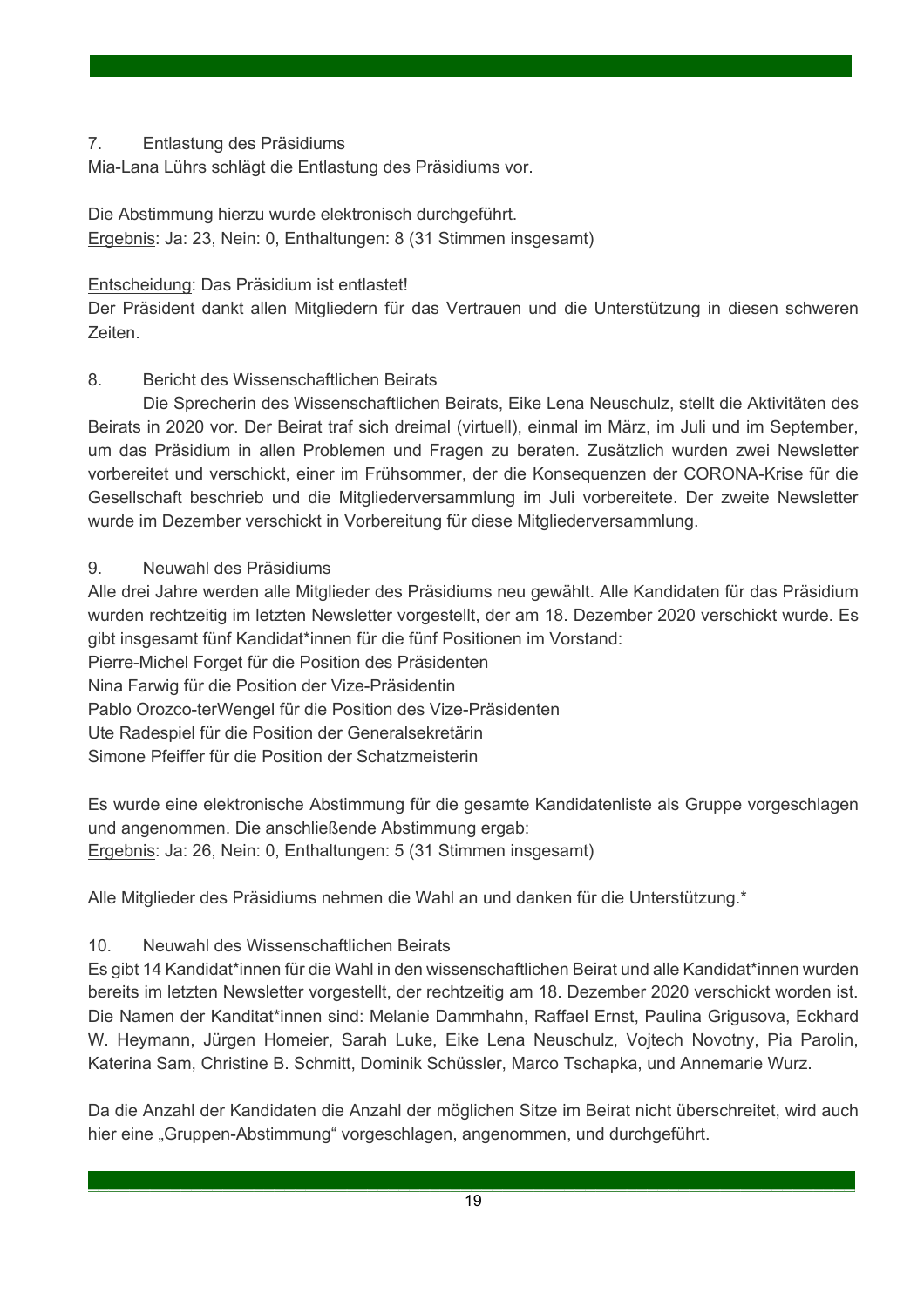7. Entlastung des Präsidiums

Mia-Lana Lührs schlägt die Entlastung des Präsidiums vor.

Die Abstimmung hierzu wurde elektronisch durchgeführt.
Ergebnis: Ja: 23, Nein: 0, Enthaltungen: 8 (31 Stimmen insgesamt)

Entscheidung: Das Präsidium ist entlastet!
Der Präsident dankt allen Mitgliedern für das Vertrauen und die Unterstützung in diesen schweren Zeiten.

8. Bericht des Wissenschaftlichen Beirats

Die Sprecherin des Wissenschaftlichen Beirats, Eike Lena Neuschulz, stellt die Aktivitäten des Beirats in 2020 vor. Der Beirat traf sich dreimal (virtuell), einmal im März, im Juli und im September, um das Präsidium in allen Problemen und Fragen zu beraten. Zusätzlich wurden zwei Newsletter vorbereitet und verschickt, einer im Frühsommer, der die Konsequenzen der CORONA-Krise für die Gesellschaft beschrieb und die Mitgliederversammlung im Juli vorbereitete. Der zweite Newsletter wurde im Dezember verschickt in Vorbereitung für diese Mitgliederversammlung.

9. Neuwahl des Präsidiums

Alle drei Jahre werden alle Mitglieder des Präsidiums neu gewählt. Alle Kandidaten für das Präsidium wurden rechtzeitig im letzten Newsletter vorgestellt, der am 18. Dezember 2020 verschickt wurde. Es gibt insgesamt fünf Kandidat*innen für die fünf Positionen im Vorstand:
Pierre-Michel Forget für die Position des Präsidenten
Nina Farwig für die Position der Vize-Präsidentin
Pablo Orozco-terWengel für die Position des Vize-Präsidenten
Ute Radespiel für die Position der Generalsekretärin
Simone Pfeiffer für die Position der Schatzmeisterin

Es wurde eine elektronische Abstimmung für die gesamte Kandidatenliste als Gruppe vorgeschlagen und angenommen. Die anschließende Abstimmung ergab:
Ergebnis: Ja: 26, Nein: 0, Enthaltungen: 5 (31 Stimmen insgesamt)

Alle Mitglieder des Präsidiums nehmen die Wahl an und danken für die Unterstützung.*

10. Neuwahl des Wissenschaftlichen Beirats

Es gibt 14 Kandidat*innen für die Wahl in den wissenschaftlichen Beirat und alle Kandidat*innen wurden bereits im letzten Newsletter vorgestellt, der rechtzeitig am 18. Dezember 2020 verschickt worden ist. Die Namen der Kanditat*innen sind: Melanie Dammhahn, Raffael Ernst, Paulina Grigusova, Eckhard W. Heymann, Jürgen Homeier, Sarah Luke, Eike Lena Neuschulz, Vojtech Novotny, Pia Parolin, Katerina Sam, Christine B. Schmitt, Dominik Schüssler, Marco Tschapka, und Annemarie Wurz.

Da die Anzahl der Kandidaten die Anzahl der möglichen Sitze im Beirat nicht überschreitet, wird auch hier eine „Gruppen-Abstimmung" vorgeschlagen, angenommen, und durchgeführt.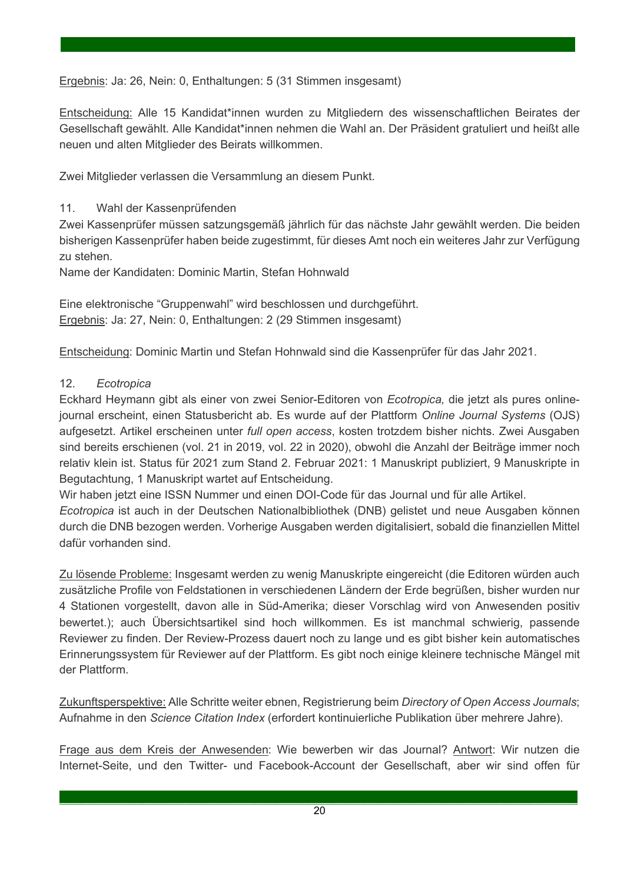Ergebnis: Ja: 26, Nein: 0, Enthaltungen: 5 (31 Stimmen insgesamt)

Entscheidung: Alle 15 Kandidat*innen wurden zu Mitgliedern des wissenschaftlichen Beirates der Gesellschaft gewählt. Alle Kandidat*innen nehmen die Wahl an. Der Präsident gratuliert und heißt alle neuen und alten Mitglieder des Beirats willkommen.

Zwei Mitglieder verlassen die Versammlung an diesem Punkt.

11. Wahl der Kassenprüfenden

Zwei Kassenprüfer müssen satzungsgemäß jährlich für das nächste Jahr gewählt werden. Die beiden bisherigen Kassenprüfer haben beide zugestimmt, für dieses Amt noch ein weiteres Jahr zur Verfügung zu stehen.
Name der Kandidaten: Dominic Martin, Stefan Hohnwald

Eine elektronische “Gruppenwahl” wird beschlossen und durchgeführt.
Ergebnis: Ja: 27, Nein: 0, Enthaltungen: 2 (29 Stimmen insgesamt)

Entscheidung: Dominic Martin und Stefan Hohnwald sind die Kassenprüfer für das Jahr 2021.

12. *Ecotropica*

Eckhard Heymann gibt als einer von zwei Senior-Editoren von *Ecotropica,* die jetzt als pures online-journal erscheint, einen Statusbericht ab. Es wurde auf der Plattform *Online Journal Systems* (OJS) aufgesetzt. Artikel erscheinen unter *full open access*, kosten trotzdem bisher nichts. Zwei Ausgaben sind bereits erschienen (vol. 21 in 2019, vol. 22 in 2020), obwohl die Anzahl der Beiträge immer noch relativ klein ist. Status für 2021 zum Stand 2. Februar 2021: 1 Manuskript publiziert, 9 Manuskripte in Begutachtung, 1 Manuskript wartet auf Entscheidung.
Wir haben jetzt eine ISSN Nummer und einen DOI-Code für das Journal und für alle Artikel.
*Ecotropica* ist auch in der Deutschen Nationalbibliothek (DNB) gelistet und neue Ausgaben können durch die DNB bezogen werden. Vorherige Ausgaben werden digitalisiert, sobald die finanziellen Mittel dafür vorhanden sind.

Zu lösende Probleme: Insgesamt werden zu wenig Manuskripte eingereicht (die Editoren würden auch zusätzliche Profile von Feldstationen in verschiedenen Ländern der Erde begrüßen, bisher wurden nur 4 Stationen vorgestellt, davon alle in Süd-Amerika; dieser Vorschlag wird von Anwesenden positiv bewertet.); auch Übersichtsartikel sind hoch willkommen. Es ist manchmal schwierig, passende Reviewer zu finden. Der Review-Prozess dauert noch zu lange und es gibt bisher kein automatisches Erinnerungssystem für Reviewer auf der Plattform. Es gibt noch einige kleinere technische Mängel mit der Plattform.

Zukunftsperspektive: Alle Schritte weiter ebnen, Registrierung beim *Directory of Open Access Journals*; Aufnahme in den *Science Citation Index* (erfordert kontinuierliche Publikation über mehrere Jahre).

Frage aus dem Kreis der Anwesenden: Wie bewerben wir das Journal? Antwort: Wir nutzen die Internet-Seite, und den Twitter- und Facebook-Account der Gesellschaft, aber wir sind offen für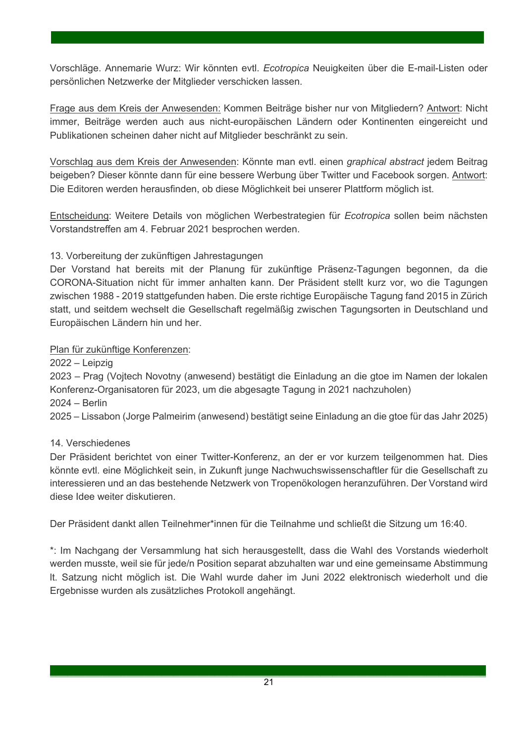Vorschläge. Annemarie Wurz: Wir könnten evtl. *Ecotropica* Neuigkeiten über die E-mail-Listen oder persönlichen Netzwerke der Mitglieder verschicken lassen.

Frage aus dem Kreis der Anwesenden: Kommen Beiträge bisher nur von Mitgliedern? Antwort: Nicht immer, Beiträge werden auch aus nicht-europäischen Ländern oder Kontinenten eingereicht und Publikationen scheinen daher nicht auf Mitglieder beschränkt zu sein.

Vorschlag aus dem Kreis der Anwesenden: Könnte man evtl. einen *graphical abstract* jedem Beitrag beigeben? Dieser könnte dann für eine bessere Werbung über Twitter und Facebook sorgen. Antwort: Die Editoren werden herausfinden, ob diese Möglichkeit bei unserer Plattform möglich ist.

Entscheidung: Weitere Details von möglichen Werbestrategien für *Ecotropica* sollen beim nächsten Vorstandstreffen am 4. Februar 2021 besprochen werden.

13. Vorbereitung der zukünftigen Jahrestagungen

Der Vorstand hat bereits mit der Planung für zukünftige Präsenz-Tagungen begonnen, da die CORONA-Situation nicht für immer anhalten kann. Der Präsident stellt kurz vor, wo die Tagungen zwischen 1988 - 2019 stattgefunden haben. Die erste richtige Europäische Tagung fand 2015 in Zürich statt, und seitdem wechselt die Gesellschaft regelmäßig zwischen Tagungsorten in Deutschland und Europäischen Ländern hin und her.

Plan für zukünftige Konferenzen:

2022 – Leipzig

2023 – Prag (Vojtech Novotny (anwesend) bestätigt die Einladung an die gtoe im Namen der lokalen Konferenz-Organisatoren für 2023, um die abgesagte Tagung in 2021 nachzuholen)

2024 – Berlin

2025 – Lissabon (Jorge Palmeirim (anwesend) bestätigt seine Einladung an die gtoe für das Jahr 2025)

14. Verschiedenes

Der Präsident berichtet von einer Twitter-Konferenz, an der er vor kurzem teilgenommen hat. Dies könnte evtl. eine Möglichkeit sein, in Zukunft junge Nachwuchswissenschaftler für die Gesellschaft zu interessieren und an das bestehende Netzwerk von Tropenökologen heranzuführen. Der Vorstand wird diese Idee weiter diskutieren.

Der Präsident dankt allen Teilnehmer*innen für die Teilnahme und schließt die Sitzung um 16:40.

*: Im Nachgang der Versammlung hat sich herausgestellt, dass die Wahl des Vorstands wiederholt werden musste, weil sie für jede/n Position separat abzuhalten war und eine gemeinsame Abstimmung lt. Satzung nicht möglich ist. Die Wahl wurde daher im Juni 2022 elektronisch wiederholt und die Ergebnisse wurden als zusätzliches Protokoll angehängt.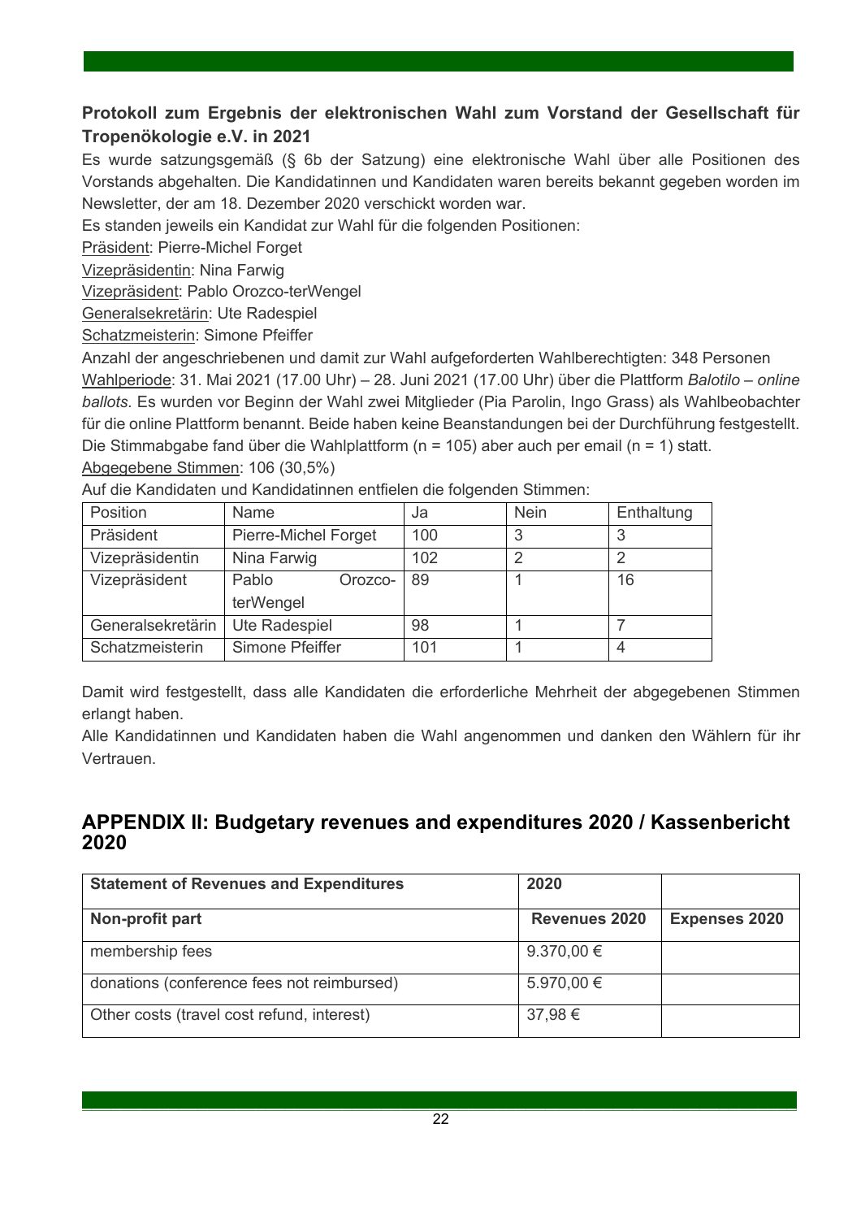**Protokoll zum Ergebnis der elektronischen Wahl zum Vorstand der Gesellschaft für Tropenökologie e.V. in 2021**

Es wurde satzungsgemäß (§ 6b der Satzung) eine elektronische Wahl über alle Positionen des Vorstands abgehalten. Die Kandidatinnen und Kandidaten waren bereits bekannt gegeben worden im Newsletter, der am 18. Dezember 2020 verschickt worden war.

Es standen jeweils ein Kandidat zur Wahl für die folgenden Positionen:

Präsident: Pierre-Michel Forget

Vizepräsidentin: Nina Farwig

Vizepräsident: Pablo Orozco-terWengel

Generalsekretärin: Ute Radespiel

Schatzmeisterin: Simone Pfeiffer

Anzahl der angeschriebenen und damit zur Wahl aufgeforderten Wahlberechtigten: 348 Personen

Wahlperiode: 31. Mai 2021 (17.00 Uhr) – 28. Juni 2021 (17.00 Uhr) über die Plattform *Balotilo – online ballots.* Es wurden vor Beginn der Wahl zwei Mitglieder (Pia Parolin, Ingo Grass) als Wahlbeobachter für die online Plattform benannt. Beide haben keine Beanstandungen bei der Durchführung festgestellt. Die Stimmabgabe fand über die Wahlplattform (n = 105) aber auch per email (n = 1) statt.

Abgegebene Stimmen: 106 (30,5%)

Auf die Kandidaten und Kandidatinnen entfielen die folgenden Stimmen:

| Position | Name | Ja | Nein | Enthaltung |
|---|---|---|---|---|
| Präsident | Pierre-Michel Forget | 100 | 3 | 3 |
| Vizepräsidentin | Nina Farwig | 102 | 2 | 2 |
| Vizepräsident | Pablo Orozco-terWengel | 89 | 1 | 16 |
| Generalsekretärin | Ute Radespiel | 98 | 1 | 7 |
| Schatzmeisterin | Simone Pfeiffer | 101 | 1 | 4 |

Damit wird festgestellt, dass alle Kandidaten die erforderliche Mehrheit der abgegebenen Stimmen erlangt haben.

Alle Kandidatinnen und Kandidaten haben die Wahl angenommen und danken den Wählern für ihr Vertrauen.

## APPENDIX II: Budgetary revenues and expenditures 2020 / Kassenbericht 2020

| **Statement of Revenues and Expenditures** | **2020** | |
|---|---|---|
| **Non-profit part** | **Revenues 2020** | **Expenses 2020** |
| membership fees | 9.370,00 € | |
| donations (conference fees not reimbursed) | 5.970,00 € | |
| Other costs (travel cost refund, interest) | 37,98 € | |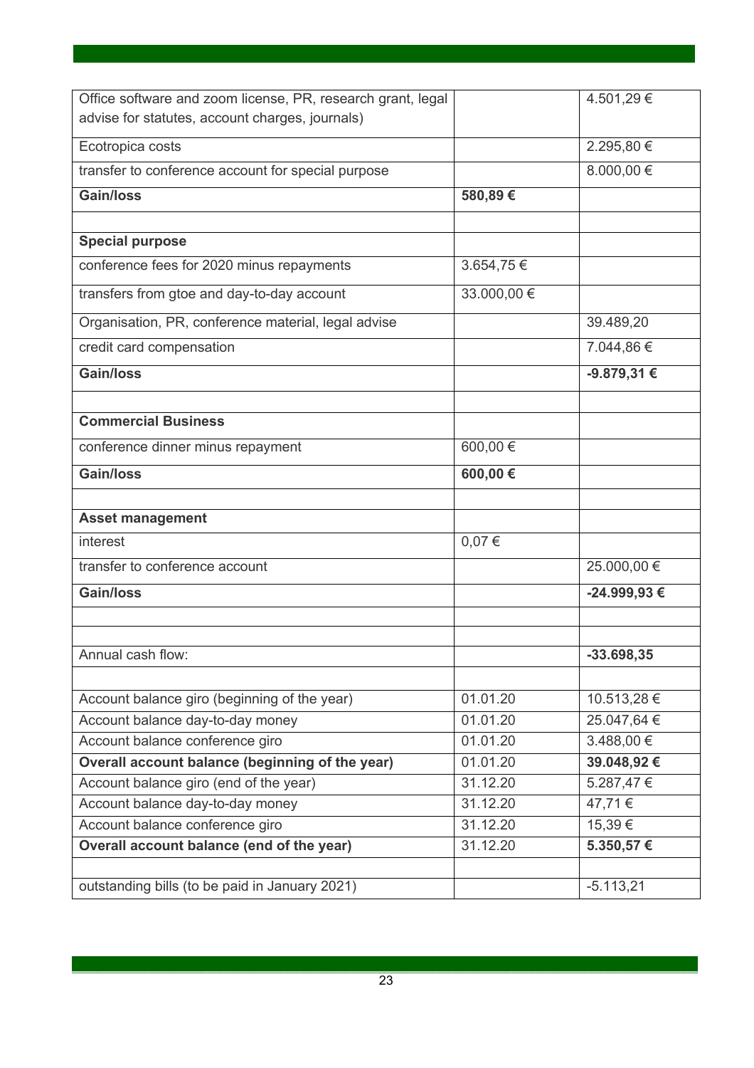| | | |
|---|---|---|
| Office software and zoom license, PR, research grant, legal advise for statutes, account charges, journals) | | 4.501,29 € |
| Ecotropica costs | | 2.295,80 € |
| transfer to conference account for special purpose | | 8.000,00 € |
| **Gain/loss** | **580,89 €** | |
| | | |
| **Special purpose** | | |
| conference fees for 2020 minus repayments | 3.654,75 € | |
| transfers from gtoe and day-to-day account | 33.000,00 € | |
| Organisation, PR, conference material, legal advise | | 39.489,20 |
| credit card compensation | | 7.044,86 € |
| **Gain/loss** | | **-9.879,31 €** |
| | | |
| **Commercial Business** | | |
| conference dinner minus repayment | 600,00 € | |
| **Gain/loss** | **600,00 €** | |
| | | |
| **Asset management** | | |
| interest | 0,07 € | |
| transfer to conference account | | 25.000,00 € |
| **Gain/loss** | | **-24.999,93 €** |
| | | |
| | | |
| Annual cash flow: | | **-33.698,35** |
| | | |
| Account balance giro (beginning of the year) | 01.01.20 | 10.513,28 € |
| Account balance day-to-day money | 01.01.20 | 25.047,64 € |
| Account balance conference giro | 01.01.20 | 3.488,00 € |
| **Overall account balance (beginning of the year)** | 01.01.20 | **39.048,92 €** |
| Account balance giro (end of the year) | 31.12.20 | 5.287,47 € |
| Account balance day-to-day money | 31.12.20 | 47,71 € |
| Account balance conference giro | 31.12.20 | 15,39 € |
| **Overall account balance (end of the year)** | 31.12.20 | **5.350,57 €** |
| | | |
| outstanding bills (to be paid in January 2021) | | -5.113,21 |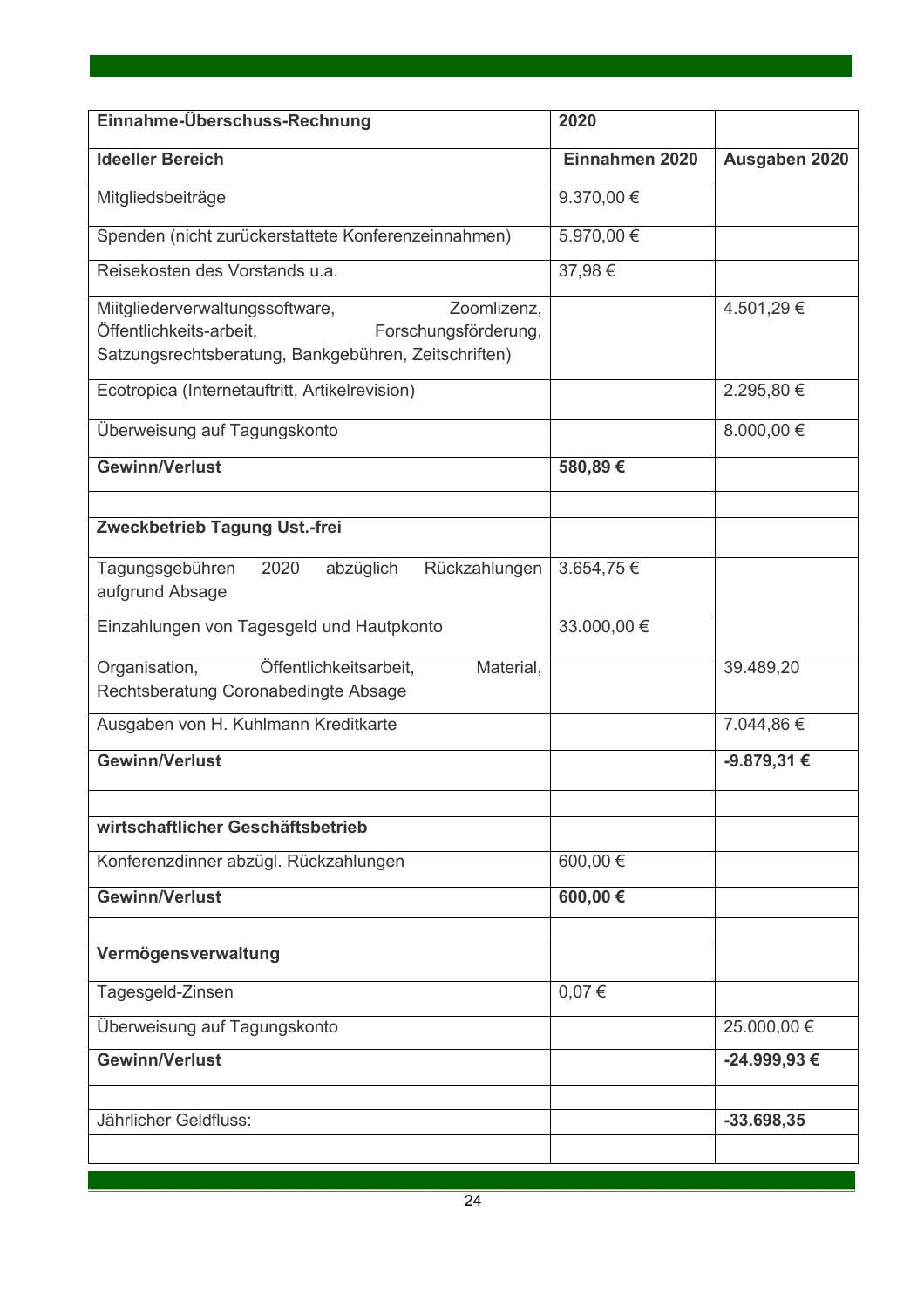| Einnahme-Überschuss-Rechnung | 2020 | |
|---|---|---|
| **Ideeller Bereich** | **Einnahmen 2020** | **Ausgaben 2020** |
| Mitgliedsbeiträge | 9.370,00 € | |
| Spenden (nicht zurückerstattete Konferenzeinnahmen) | 5.970,00 € | |
| Reisekosten des Vorstands u.a. | 37,98 € | |
| Miitgliederverwaltungssoftware, Zoomlizenz, Öffentlichkeits-arbeit, Forschungsförderung, Satzungsrechtsberatung, Bankgebühren, Zeitschriften) | | 4.501,29 € |
| Ecotropica (Internetauftritt, Artikelrevision) | | 2.295,80 € |
| Überweisung auf Tagungskonto | | 8.000,00 € |
| **Gewinn/Verlust** | **580,89 €** | |
| | | |
| **Zweckbetrieb Tagung Ust.-frei** | | |
| Tagungsgebühren 2020 abzüglich Rückzahlungen aufgrund Absage | 3.654,75 € | |
| Einzahlungen von Tagesgeld und Hautpkonto | 33.000,00 € | |
| Organisation, Öffentlichkeitsarbeit, Material, Rechtsberatung Coronabedingte Absage | | 39.489,20 |
| Ausgaben von H. Kuhlmann Kreditkarte | | 7.044,86 € |
| **Gewinn/Verlust** | | **-9.879,31 €** |
| | | |
| **wirtschaftlicher Geschäftsbetrieb** | | |
| Konferenzdinner abzügl. Rückzahlungen | 600,00 € | |
| **Gewinn/Verlust** | **600,00 €** | |
| | | |
| **Vermögensverwaltung** | | |
| Tagesgeld-Zinsen | 0,07 € | |
| Überweisung auf Tagungskonto | | 25.000,00 € |
| **Gewinn/Verlust** | | **-24.999,93 €** |
| | | |
| Jährlicher Geldfluss: | | **-33.698,35** |
| | | |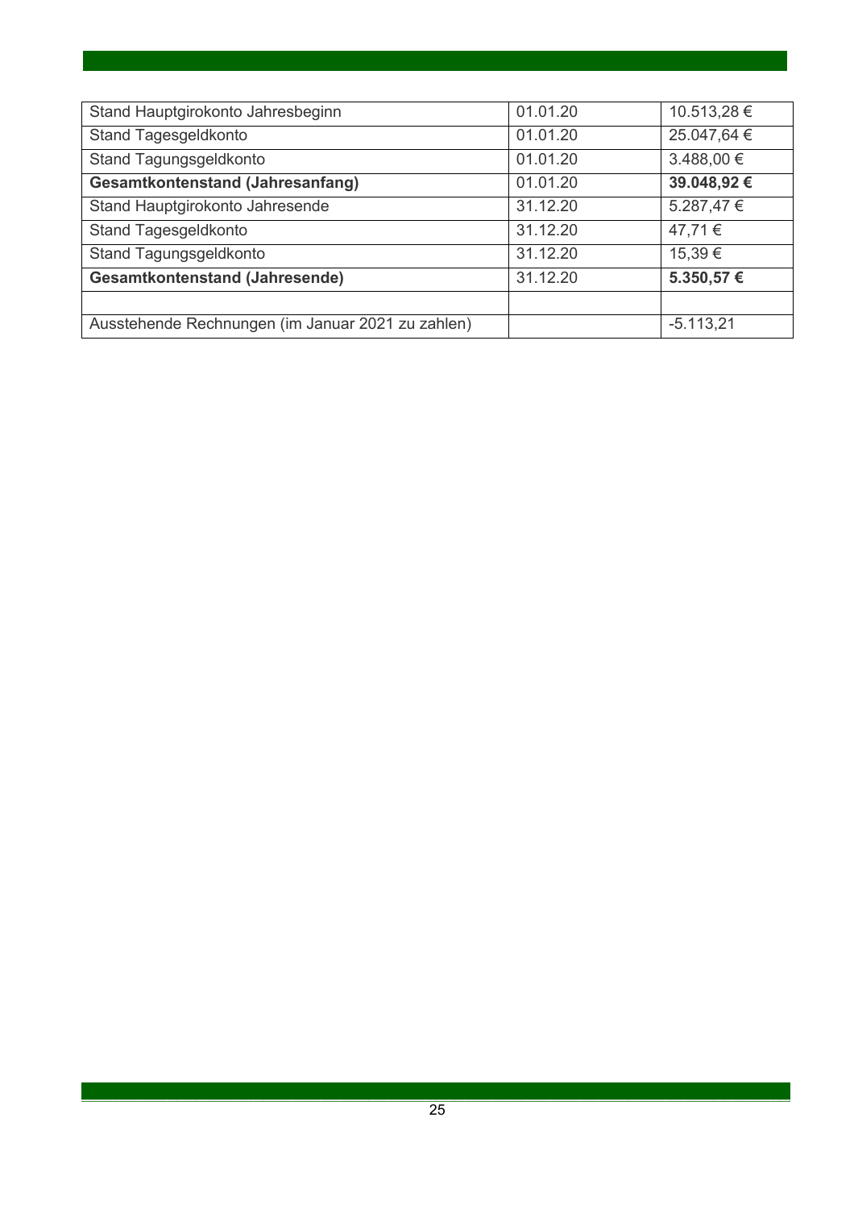| | | |
|---|---|---|
| Stand Hauptgirokonto Jahresbeginn | 01.01.20 | 10.513,28 € |
| Stand Tagesgeldkonto | 01.01.20 | 25.047,64 € |
| Stand Tagungsgeldkonto | 01.01.20 | 3.488,00 € |
| **Gesamtkontenstand (Jahresanfang)** | 01.01.20 | **39.048,92 €** |
| Stand Hauptgirokonto Jahresende | 31.12.20 | 5.287,47 € |
| Stand Tagesgeldkonto | 31.12.20 | 47,71 € |
| Stand Tagungsgeldkonto | 31.12.20 | 15,39 € |
| **Gesamtkontenstand (Jahresende)** | 31.12.20 | **5.350,57 €** |
| | | |
| Ausstehende Rechnungen (im Januar 2021 zu zahlen) | | -5.113,21 |